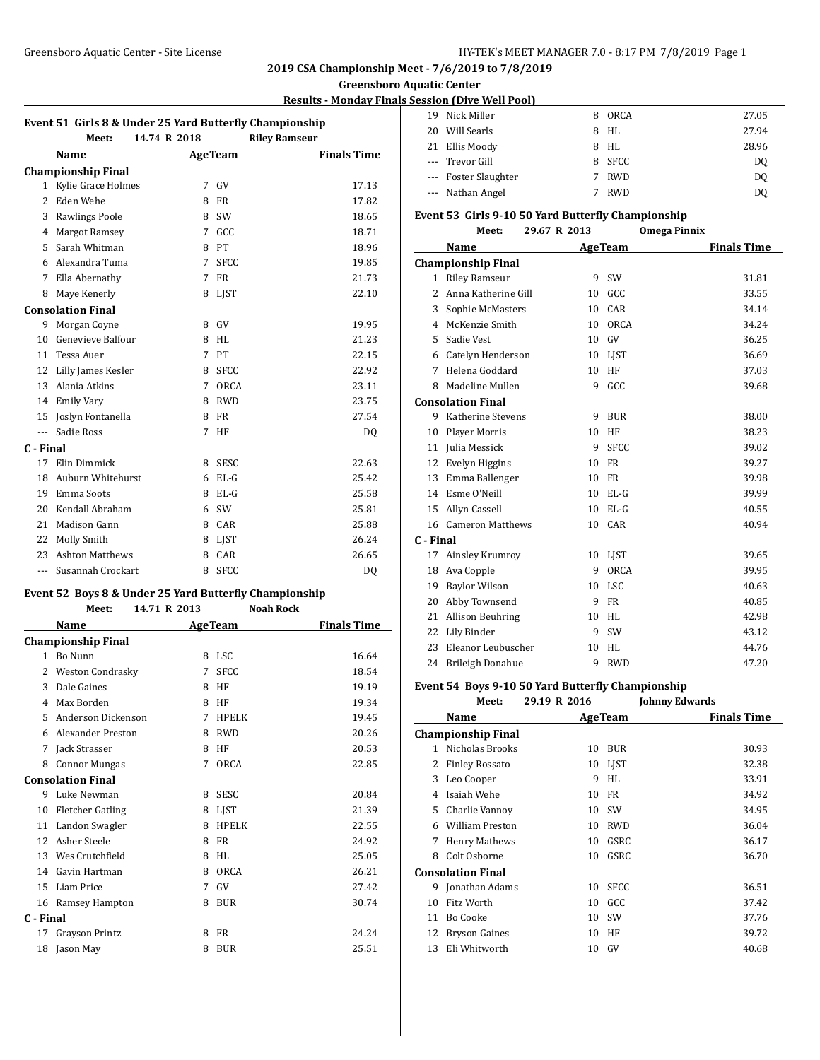## 2019 CSA Championship Meet - 7/6/2019 to 7/8/2019

### Greensboro Aquatic Center

### Results - Monday Finals Session (Dive Well Pool)

### Event 51 Girls 8 & Under 25 Yard Butterfly Championship

Meet: 14.74 R 2018 Riley Ramseur

| | Name | Age | Team | Finals Time |
|---|---|---|---|---|
| **Championship Final** | | | | |
| 1 | Kylie Grace Holmes | 7 | GV | 17.13 |
| 2 | Eden Wehe | 8 | FR | 17.82 |
| 3 | Rawlings Poole | 8 | SW | 18.65 |
| 4 | Margot Ramsey | 7 | GCC | 18.71 |
| 5 | Sarah Whitman | 8 | PT | 18.96 |
| 6 | Alexandra Tuma | 7 | SFCC | 19.85 |
| 7 | Ella Abernathy | 7 | FR | 21.73 |
| 8 | Maye Kenerly | 8 | LJST | 22.10 |
| **Consolation Final** | | | | |
| 9 | Morgan Coyne | 8 | GV | 19.95 |
| 10 | Genevieve Balfour | 8 | HL | 21.23 |
| 11 | Tessa Auer | 7 | PT | 22.15 |
| 12 | Lilly James Kesler | 8 | SFCC | 22.92 |
| 13 | Alania Atkins | 7 | ORCA | 23.11 |
| 14 | Emily Vary | 8 | RWD | 23.75 |
| 15 | Joslyn Fontanella | 8 | FR | 27.54 |
| --- | Sadie Ross | 7 | HF | DQ |
| **C - Final** | | | | |
| 17 | Elin Dimmick | 8 | SESC | 22.63 |
| 18 | Auburn Whitehurst | 6 | EL-G | 25.42 |
| 19 | Emma Soots | 8 | EL-G | 25.58 |
| 20 | Kendall Abraham | 6 | SW | 25.81 |
| 21 | Madison Gann | 8 | CAR | 25.88 |
| 22 | Molly Smith | 8 | LJST | 26.24 |
| 23 | Ashton Matthews | 8 | CAR | 26.65 |
| --- | Susannah Crockart | 8 | SFCC | DQ |

### Event 52 Boys 8 & Under 25 Yard Butterfly Championship

Meet: 14.71 R 2013 Noah Rock

| | Name | Age | Team | Finals Time |
|---|---|---|---|---|
| **Championship Final** | | | | |
| 1 | Bo Nunn | 8 | LSC | 16.64 |
| 2 | Weston Condrasky | 7 | SFCC | 18.54 |
| 3 | Dale Gaines | 8 | HF | 19.19 |
| 4 | Max Borden | 8 | HF | 19.34 |
| 5 | Anderson Dickenson | 7 | HPELK | 19.45 |
| 6 | Alexander Preston | 8 | RWD | 20.26 |
| 7 | Jack Strasser | 8 | HF | 20.53 |
| 8 | Connor Mungas | 7 | ORCA | 22.85 |
| **Consolation Final** | | | | |
| 9 | Luke Newman | 8 | SESC | 20.84 |
| 10 | Fletcher Gatling | 8 | LJST | 21.39 |
| 11 | Landon Swagler | 8 | HPELK | 22.55 |
| 12 | Asher Steele | 8 | FR | 24.92 |
| 13 | Wes Crutchfield | 8 | HL | 25.05 |
| 14 | Gavin Hartman | 8 | ORCA | 26.21 |
| 15 | Liam Price | 7 | GV | 27.42 |
| 16 | Ramsey Hampton | 8 | BUR | 30.74 |
| **C - Final** | | | | |
| 17 | Grayson Printz | 8 | FR | 24.24 |
| 18 | Jason May | 8 | BUR | 25.51 |
| 19 | Nick Miller | 8 | ORCA | 27.05 |
| 20 | Will Searls | 8 | HL | 27.94 |
| 21 | Ellis Moody | 8 | HL | 28.96 |
| --- | Trevor Gill | 8 | SFCC | DQ |
| --- | Foster Slaughter | 7 | RWD | DQ |
| --- | Nathan Angel | 7 | RWD | DQ |

### Event 53 Girls 9-10 50 Yard Butterfly Championship

Meet: 29.67 R 2013 Omega Pinnix

| | Name | Age | Team | Finals Time |
|---|---|---|---|---|
| **Championship Final** | | | | |
| 1 | Riley Ramseur | 9 | SW | 31.81 |
| 2 | Anna Katherine Gill | 10 | GCC | 33.55 |
| 3 | Sophie McMasters | 10 | CAR | 34.14 |
| 4 | McKenzie Smith | 10 | ORCA | 34.24 |
| 5 | Sadie Vest | 10 | GV | 36.25 |
| 6 | Catelyn Henderson | 10 | LJST | 36.69 |
| 7 | Helena Goddard | 10 | HF | 37.03 |
| 8 | Madeline Mullen | 9 | GCC | 39.68 |
| **Consolation Final** | | | | |
| 9 | Katherine Stevens | 9 | BUR | 38.00 |
| 10 | Player Morris | 10 | HF | 38.23 |
| 11 | Julia Messick | 9 | SFCC | 39.02 |
| 12 | Evelyn Higgins | 10 | FR | 39.27 |
| 13 | Emma Ballenger | 10 | FR | 39.98 |
| 14 | Esme O'Neill | 10 | EL-G | 39.99 |
| 15 | Allyn Cassell | 10 | EL-G | 40.55 |
| 16 | Cameron Matthews | 10 | CAR | 40.94 |
| **C - Final** | | | | |
| 17 | Ainsley Krumroy | 10 | LJST | 39.65 |
| 18 | Ava Copple | 9 | ORCA | 39.95 |
| 19 | Baylor Wilson | 10 | LSC | 40.63 |
| 20 | Abby Townsend | 9 | FR | 40.85 |
| 21 | Allison Beuhring | 10 | HL | 42.98 |
| 22 | Lily Binder | 9 | SW | 43.12 |
| 23 | Eleanor Leubuscher | 10 | HL | 44.76 |
| 24 | Brileigh Donahue | 9 | RWD | 47.20 |

### Event 54 Boys 9-10 50 Yard Butterfly Championship

Meet: 29.19 R 2016 Johnny Edwards

| | Name | Age | Team | Finals Time |
|---|---|---|---|---|
| **Championship Final** | | | | |
| 1 | Nicholas Brooks | 10 | BUR | 30.93 |
| 2 | Finley Rossato | 10 | LJST | 32.38 |
| 3 | Leo Cooper | 9 | HL | 33.91 |
| 4 | Isaiah Wehe | 10 | FR | 34.92 |
| 5 | Charlie Vannoy | 10 | SW | 34.95 |
| 6 | William Preston | 10 | RWD | 36.04 |
| 7 | Henry Mathews | 10 | GSRC | 36.17 |
| 8 | Colt Osborne | 10 | GSRC | 36.70 |
| **Consolation Final** | | | | |
| 9 | Jonathan Adams | 10 | SFCC | 36.51 |
| 10 | Fitz Worth | 10 | GCC | 37.42 |
| 11 | Bo Cooke | 10 | SW | 37.76 |
| 12 | Bryson Gaines | 10 | HF | 39.72 |
| 13 | Eli Whitworth | 10 | GV | 40.68 |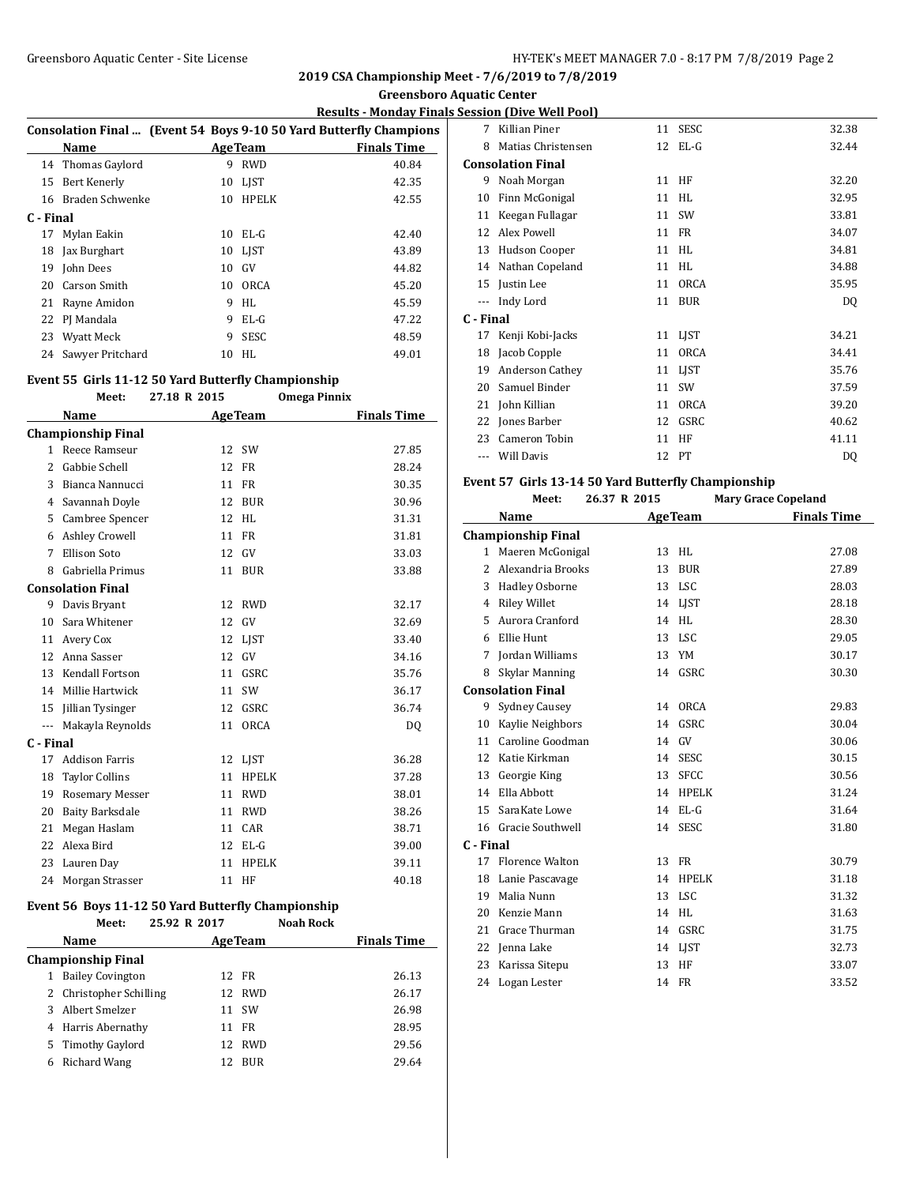## 2019 CSA Championship Meet - 7/6/2019 to 7/8/2019

### Greensboro Aquatic Center

### Results - Monday Finals Session (Dive Well Pool)

**Consolation Final ... (Event 54 Boys 9-10 50 Yard Butterfly Championship)**

| | Name | Age | Team | Finals Time |
|---|---|---|---|---|
| 14 | Thomas Gaylord | 9 | RWD | 40.84 |
| 15 | Bert Kenerly | 10 | LJST | 42.35 |
| 16 | Braden Schwenke | 10 | HPELK | 42.55 |
| **C - Final** | | | | |
| 17 | Mylan Eakin | 10 | EL-G | 42.40 |
| 18 | Jax Burghart | 10 | LJST | 43.89 |
| 19 | John Dees | 10 | GV | 44.82 |
| 20 | Carson Smith | 10 | ORCA | 45.20 |
| 21 | Rayne Amidon | 9 | HL | 45.59 |
| 22 | PJ Mandala | 9 | EL-G | 47.22 |
| 23 | Wyatt Meck | 9 | SESC | 48.59 |
| 24 | Sawyer Pritchard | 10 | HL | 49.01 |

#### Event 55 Girls 11-12 50 Yard Butterfly Championship

Meet: 27.18 R 2015 Omega Pinnix

| | Name | Age | Team | Finals Time |
|---|---|---|---|---|
| **Championship Final** | | | | |
| 1 | Reece Ramseur | 12 | SW | 27.85 |
| 2 | Gabbie Schell | 12 | FR | 28.24 |
| 3 | Bianca Nannucci | 11 | FR | 30.35 |
| 4 | Savannah Doyle | 12 | BUR | 30.96 |
| 5 | Cambree Spencer | 12 | HL | 31.31 |
| 6 | Ashley Crowell | 11 | FR | 31.81 |
| 7 | Ellison Soto | 12 | GV | 33.03 |
| 8 | Gabriella Primus | 11 | BUR | 33.88 |
| **Consolation Final** | | | | |
| 9 | Davis Bryant | 12 | RWD | 32.17 |
| 10 | Sara Whitener | 12 | GV | 32.69 |
| 11 | Avery Cox | 12 | LJST | 33.40 |
| 12 | Anna Sasser | 12 | GV | 34.16 |
| 13 | Kendall Fortson | 11 | GSRC | 35.76 |
| 14 | Millie Hartwick | 11 | SW | 36.17 |
| 15 | Jillian Tysinger | 12 | GSRC | 36.74 |
| --- | Makayla Reynolds | 11 | ORCA | DQ |
| **C - Final** | | | | |
| 17 | Addison Farris | 12 | LJST | 36.28 |
| 18 | Taylor Collins | 11 | HPELK | 37.28 |
| 19 | Rosemary Messer | 11 | RWD | 38.01 |
| 20 | Baity Barksdale | 11 | RWD | 38.26 |
| 21 | Megan Haslam | 11 | CAR | 38.71 |
| 22 | Alexa Bird | 12 | EL-G | 39.00 |
| 23 | Lauren Day | 11 | HPELK | 39.11 |
| 24 | Morgan Strasser | 11 | HF | 40.18 |

#### Event 56 Boys 11-12 50 Yard Butterfly Championship

Meet: 25.92 R 2017 Noah Rock

| | Name | Age | Team | Finals Time |
|---|---|---|---|---|
| **Championship Final** | | | | |
| 1 | Bailey Covington | 12 | FR | 26.13 |
| 2 | Christopher Schilling | 12 | RWD | 26.17 |
| 3 | Albert Smelzer | 11 | SW | 26.98 |
| 4 | Harris Abernathy | 11 | FR | 28.95 |
| 5 | Timothy Gaylord | 12 | RWD | 29.56 |
| 6 | Richard Wang | 12 | BUR | 29.64 |
| 7 | Killian Piner | 11 | SESC | 32.38 |
| 8 | Matias Christensen | 12 | EL-G | 32.44 |
| **Consolation Final** | | | | |
| 9 | Noah Morgan | 11 | HF | 32.20 |
| 10 | Finn McGonigal | 11 | HL | 32.95 |
| 11 | Keegan Fullagar | 11 | SW | 33.81 |
| 12 | Alex Powell | 11 | FR | 34.07 |
| 13 | Hudson Cooper | 11 | HL | 34.81 |
| 14 | Nathan Copeland | 11 | HL | 34.88 |
| 15 | Justin Lee | 11 | ORCA | 35.95 |
| --- | Indy Lord | 11 | BUR | DQ |
| **C - Final** | | | | |
| 17 | Kenji Kobi-Jacks | 11 | LJST | 34.21 |
| 18 | Jacob Copple | 11 | ORCA | 34.41 |
| 19 | Anderson Cathey | 11 | LJST | 35.76 |
| 20 | Samuel Binder | 11 | SW | 37.59 |
| 21 | John Killian | 11 | ORCA | 39.20 |
| 22 | Jones Barber | 12 | GSRC | 40.62 |
| 23 | Cameron Tobin | 11 | HF | 41.11 |
| --- | Will Davis | 12 | PT | DQ |

#### Event 57 Girls 13-14 50 Yard Butterfly Championship

Meet: 26.37 R 2015 Mary Grace Copeland

| | Name | Age | Team | Finals Time |
|---|---|---|---|---|
| **Championship Final** | | | | |
| 1 | Maeren McGonigal | 13 | HL | 27.08 |
| 2 | Alexandria Brooks | 13 | BUR | 27.89 |
| 3 | Hadley Osborne | 13 | LSC | 28.03 |
| 4 | Riley Willet | 14 | LJST | 28.18 |
| 5 | Aurora Cranford | 14 | HL | 28.30 |
| 6 | Ellie Hunt | 13 | LSC | 29.05 |
| 7 | Jordan Williams | 13 | YM | 30.17 |
| 8 | Skylar Manning | 14 | GSRC | 30.30 |
| **Consolation Final** | | | | |
| 9 | Sydney Causey | 14 | ORCA | 29.83 |
| 10 | Kaylie Neighbors | 14 | GSRC | 30.04 |
| 11 | Caroline Goodman | 14 | GV | 30.06 |
| 12 | Katie Kirkman | 14 | SESC | 30.15 |
| 13 | Georgie King | 13 | SFCC | 30.56 |
| 14 | Ella Abbott | 14 | HPELK | 31.24 |
| 15 | SaraKate Lowe | 14 | EL-G | 31.64 |
| 16 | Gracie Southwell | 14 | SESC | 31.80 |
| **C - Final** | | | | |
| 17 | Florence Walton | 13 | FR | 30.79 |
| 18 | Lanie Pascavage | 14 | HPELK | 31.18 |
| 19 | Malia Nunn | 13 | LSC | 31.32 |
| 20 | Kenzie Mann | 14 | HL | 31.63 |
| 21 | Grace Thurman | 14 | GSRC | 31.75 |
| 22 | Jenna Lake | 14 | LJST | 32.73 |
| 23 | Karissa Sitepu | 13 | HF | 33.07 |
| 24 | Logan Lester | 14 | FR | 33.52 |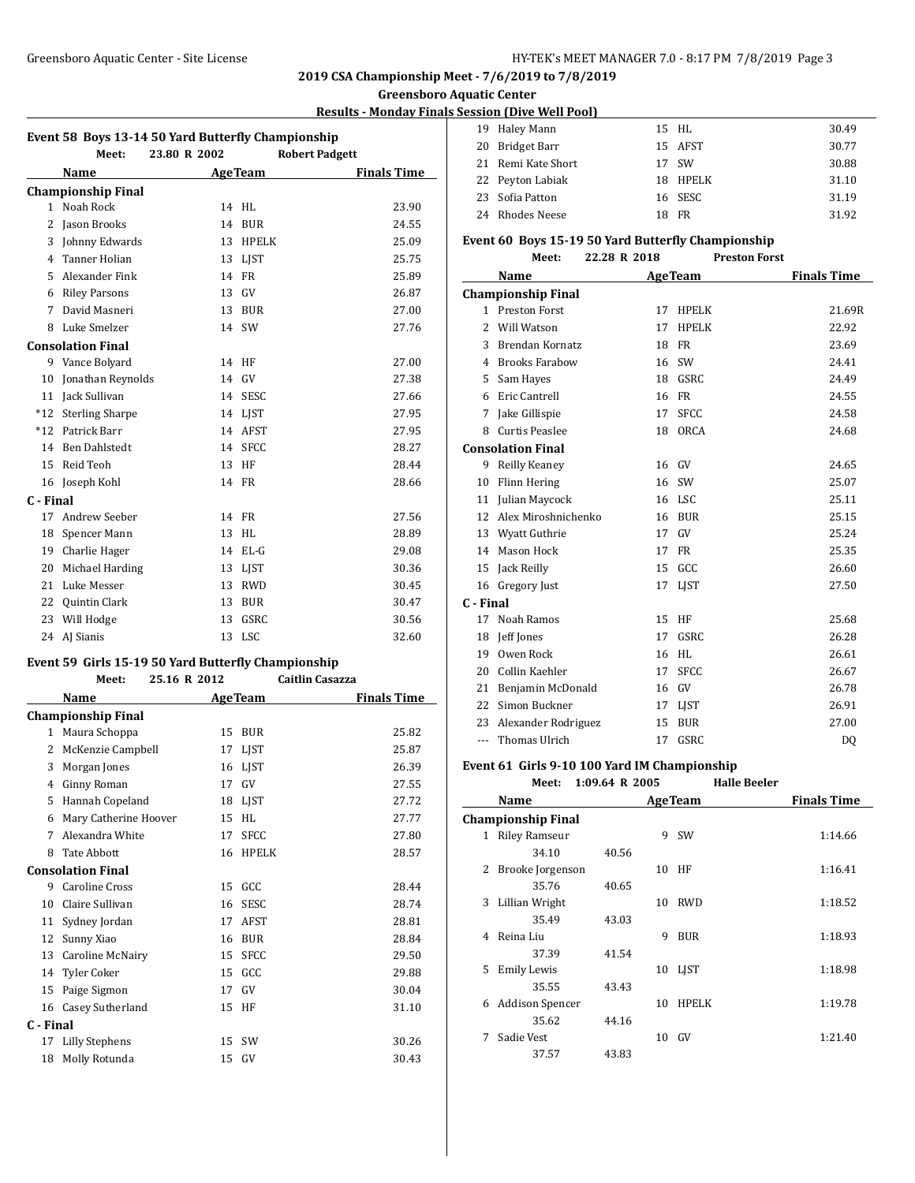**2019 CSA Championship Meet - 7/6/2019 to 7/8/2019**

**Greensboro Aquatic Center**

**Results - Monday Finals Session (Dive Well Pool)**

### Event 58 Boys 13-14 50 Yard Butterfly Championship

Meet: 23.80 R 2002 Robert Padgett

| | Name | Age | Team | Finals Time |
|---|---|---|---|---|
| **Championship Final** | | | | |
| 1 | Noah Rock | 14 | HL | 23.90 |
| 2 | Jason Brooks | 14 | BUR | 24.55 |
| 3 | Johnny Edwards | 13 | HPELK | 25.09 |
| 4 | Tanner Holian | 13 | LJST | 25.75 |
| 5 | Alexander Fink | 14 | FR | 25.89 |
| 6 | Riley Parsons | 13 | GV | 26.87 |
| 7 | David Masneri | 13 | BUR | 27.00 |
| 8 | Luke Smelzer | 14 | SW | 27.76 |
| **Consolation Final** | | | | |
| 9 | Vance Bolyard | 14 | HF | 27.00 |
| 10 | Jonathan Reynolds | 14 | GV | 27.38 |
| 11 | Jack Sullivan | 14 | SESC | 27.66 |
| *12 | Sterling Sharpe | 14 | LJST | 27.95 |
| *12 | Patrick Barr | 14 | AFST | 27.95 |
| 14 | Ben Dahlstedt | 14 | SFCC | 28.27 |
| 15 | Reid Teoh | 13 | HF | 28.44 |
| 16 | Joseph Kohl | 14 | FR | 28.66 |
| **C - Final** | | | | |
| 17 | Andrew Seeber | 14 | FR | 27.56 |
| 18 | Spencer Mann | 13 | HL | 28.89 |
| 19 | Charlie Hager | 14 | EL-G | 29.08 |
| 20 | Michael Harding | 13 | LJST | 30.36 |
| 21 | Luke Messer | 13 | RWD | 30.45 |
| 22 | Quintin Clark | 13 | BUR | 30.47 |
| 23 | Will Hodge | 13 | GSRC | 30.56 |
| 24 | AJ Sianis | 13 | LSC | 32.60 |

### Event 59 Girls 15-19 50 Yard Butterfly Championship

Meet: 25.16 R 2012 Caitlin Casazza

| | Name | Age | Team | Finals Time |
|---|---|---|---|---|
| **Championship Final** | | | | |
| 1 | Maura Schoppa | 15 | BUR | 25.82 |
| 2 | McKenzie Campbell | 17 | LJST | 25.87 |
| 3 | Morgan Jones | 16 | LJST | 26.39 |
| 4 | Ginny Roman | 17 | GV | 27.55 |
| 5 | Hannah Copeland | 18 | LJST | 27.72 |
| 6 | Mary Catherine Hoover | 15 | HL | 27.77 |
| 7 | Alexandra White | 17 | SFCC | 27.80 |
| 8 | Tate Abbott | 16 | HPELK | 28.57 |
| **Consolation Final** | | | | |
| 9 | Caroline Cross | 15 | GCC | 28.44 |
| 10 | Claire Sullivan | 16 | SESC | 28.74 |
| 11 | Sydney Jordan | 17 | AFST | 28.81 |
| 12 | Sunny Xiao | 16 | BUR | 28.84 |
| 13 | Caroline McNairy | 15 | SFCC | 29.50 |
| 14 | Tyler Coker | 15 | GCC | 29.88 |
| 15 | Paige Sigmon | 17 | GV | 30.04 |
| 16 | Casey Sutherland | 15 | HF | 31.10 |
| **C - Final** | | | | |
| 17 | Lilly Stephens | 15 | SW | 30.26 |
| 18 | Molly Rotunda | 15 | GV | 30.43 |
| 19 | Haley Mann | 15 | HL | 30.49 |
| 20 | Bridget Barr | 15 | AFST | 30.77 |
| 21 | Remi Kate Short | 17 | SW | 30.88 |
| 22 | Peyton Labiak | 18 | HPELK | 31.10 |
| 23 | Sofia Patton | 16 | SESC | 31.19 |
| 24 | Rhodes Neese | 18 | FR | 31.92 |

### Event 60 Boys 15-19 50 Yard Butterfly Championship

Meet: 22.28 R 2018 Preston Forst

| | Name | Age | Team | Finals Time |
|---|---|---|---|---|
| **Championship Final** | | | | |
| 1 | Preston Forst | 17 | HPELK | 21.69R |
| 2 | Will Watson | 17 | HPELK | 22.92 |
| 3 | Brendan Kornatz | 18 | FR | 23.69 |
| 4 | Brooks Farabow | 16 | SW | 24.41 |
| 5 | Sam Hayes | 18 | GSRC | 24.49 |
| 6 | Eric Cantrell | 16 | FR | 24.55 |
| 7 | Jake Gillispie | 17 | SFCC | 24.58 |
| 8 | Curtis Peaslee | 18 | ORCA | 24.68 |
| **Consolation Final** | | | | |
| 9 | Reilly Keaney | 16 | GV | 24.65 |
| 10 | Flinn Hering | 16 | SW | 25.07 |
| 11 | Julian Maycock | 16 | LSC | 25.11 |
| 12 | Alex Miroshnichenko | 16 | BUR | 25.15 |
| 13 | Wyatt Guthrie | 17 | GV | 25.24 |
| 14 | Mason Hock | 17 | FR | 25.35 |
| 15 | Jack Reilly | 15 | GCC | 26.60 |
| 16 | Gregory Just | 17 | LJST | 27.50 |
| **C - Final** | | | | |
| 17 | Noah Ramos | 15 | HF | 25.68 |
| 18 | Jeff Jones | 17 | GSRC | 26.28 |
| 19 | Owen Rock | 16 | HL | 26.61 |
| 20 | Collin Kaehler | 17 | SFCC | 26.67 |
| 21 | Benjamin McDonald | 16 | GV | 26.78 |
| 22 | Simon Buckner | 17 | LJST | 26.91 |
| 23 | Alexander Rodriguez | 15 | BUR | 27.00 |
| --- | Thomas Ulrich | 17 | GSRC | DQ |

### Event 61 Girls 9-10 100 Yard IM Championship

Meet: 1:09.64 R 2005 Halle Beeler

| | Name | Age | Team | Finals Time |
|---|---|---|---|---|
| **Championship Final** | | | | |
| 1 | Riley Ramseur | 9 | SW | 1:14.66 |
| | 34.10 40.56 | | | |
| 2 | Brooke Jorgenson | 10 | HF | 1:16.41 |
| | 35.76 40.65 | | | |
| 3 | Lillian Wright | 10 | RWD | 1:18.52 |
| | 35.49 43.03 | | | |
| 4 | Reina Liu | 9 | BUR | 1:18.93 |
| | 37.39 41.54 | | | |
| 5 | Emily Lewis | 10 | LJST | 1:18.98 |
| | 35.55 43.43 | | | |
| 6 | Addison Spencer | 10 | HPELK | 1:19.78 |
| | 35.62 44.16 | | | |
| 7 | Sadie Vest | 10 | GV | 1:21.40 |
| | 37.57 43.83 | | | |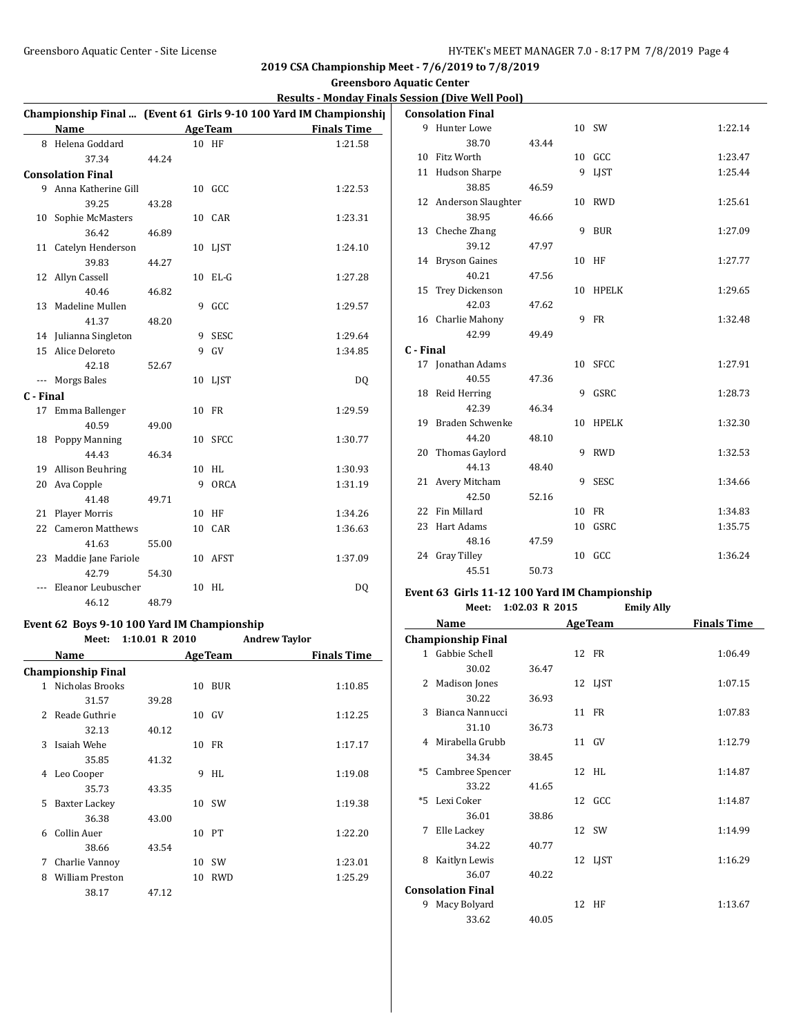# 2019 CSA Championship Meet - 7/6/2019 to 7/8/2019

## Greensboro Aquatic Center

### Results - Monday Finals Session (Dive Well Pool)

**Championship Final ... (Event 61 Girls 9-10 100 Yard IM Championship)**

| | Name | | Age | Team | Finals Time |
|---|---|---|---|---|---|
| 8 | Helena Goddard | | 10 | HF | 1:21.58 |
| | 37.34 | 44.24 | | | |
| **Consolation Final** | | | | | |
| 9 | Anna Katherine Gill | | 10 | GCC | 1:22.53 |
| | 39.25 | 43.28 | | | |
| 10 | Sophie McMasters | | 10 | CAR | 1:23.31 |
| | 36.42 | 46.89 | | | |
| 11 | Catelyn Henderson | | 10 | LJST | 1:24.10 |
| | 39.83 | 44.27 | | | |
| 12 | Allyn Cassell | | 10 | EL-G | 1:27.28 |
| | 40.46 | 46.82 | | | |
| 13 | Madeline Mullen | | 9 | GCC | 1:29.57 |
| | 41.37 | 48.20 | | | |
| 14 | Julianna Singleton | | 9 | SESC | 1:29.64 |
| 15 | Alice Deloreto | | 9 | GV | 1:34.85 |
| | 42.18 | 52.67 | | | |
| --- | Morgs Bales | | 10 | LJST | DQ |
| **C - Final** | | | | | |
| 17 | Emma Ballenger | | 10 | FR | 1:29.59 |
| | 40.59 | 49.00 | | | |
| 18 | Poppy Manning | | 10 | SFCC | 1:30.77 |
| | 44.43 | 46.34 | | | |
| 19 | Allison Beuhring | | 10 | HL | 1:30.93 |
| 20 | Ava Copple | | 9 | ORCA | 1:31.19 |
| | 41.48 | 49.71 | | | |
| 21 | Player Morris | | 10 | HF | 1:34.26 |
| 22 | Cameron Matthews | | 10 | CAR | 1:36.63 |
| | 41.63 | 55.00 | | | |
| 23 | Maddie Jane Fariole | | 10 | AFST | 1:37.09 |
| | 42.79 | 54.30 | | | |
| --- | Eleanor Leubuscher | | 10 | HL | DQ |
| | 46.12 | 48.79 | | | |

**Event 62 Boys 9-10 100 Yard IM Championship**

Meet: 1:10.01 R 2010 Andrew Taylor

| | Name | | Age | Team | Finals Time |
|---|---|---|---|---|---|
| **Championship Final** | | | | | |
| 1 | Nicholas Brooks | | 10 | BUR | 1:10.85 |
| | 31.57 | 39.28 | | | |
| 2 | Reade Guthrie | | 10 | GV | 1:12.25 |
| | 32.13 | 40.12 | | | |
| 3 | Isaiah Wehe | | 10 | FR | 1:17.17 |
| | 35.85 | 41.32 | | | |
| 4 | Leo Cooper | | 9 | HL | 1:19.08 |
| | 35.73 | 43.35 | | | |
| 5 | Baxter Lackey | | 10 | SW | 1:19.38 |
| | 36.38 | 43.00 | | | |
| 6 | Collin Auer | | 10 | PT | 1:22.20 |
| | 38.66 | 43.54 | | | |
| 7 | Charlie Vannoy | | 10 | SW | 1:23.01 |
| 8 | William Preston | | 10 | RWD | 1:25.29 |
| | 38.17 | 47.12 | | | |
| **Consolation Final** | | | | | |
| 9 | Hunter Lowe | | 10 | SW | 1:22.14 |
| | 38.70 | 43.44 | | | |
| 10 | Fitz Worth | | 10 | GCC | 1:23.47 |
| 11 | Hudson Sharpe | | 9 | LJST | 1:25.44 |
| | 38.85 | 46.59 | | | |
| 12 | Anderson Slaughter | | 10 | RWD | 1:25.61 |
| | 38.95 | 46.66 | | | |
| 13 | Cheche Zhang | | 9 | BUR | 1:27.09 |
| | 39.12 | 47.97 | | | |
| 14 | Bryson Gaines | | 10 | HF | 1:27.77 |
| | 40.21 | 47.56 | | | |
| 15 | Trey Dickenson | | 10 | HPELK | 1:29.65 |
| | 42.03 | 47.62 | | | |
| 16 | Charlie Mahony | | 9 | FR | 1:32.48 |
| | 42.99 | 49.49 | | | |
| **C - Final** | | | | | |
| 17 | Jonathan Adams | | 10 | SFCC | 1:27.91 |
| | 40.55 | 47.36 | | | |
| 18 | Reid Herring | | 9 | GSRC | 1:28.73 |
| | 42.39 | 46.34 | | | |
| 19 | Braden Schwenke | | 10 | HPELK | 1:32.30 |
| | 44.20 | 48.10 | | | |
| 20 | Thomas Gaylord | | 9 | RWD | 1:32.53 |
| | 44.13 | 48.40 | | | |
| 21 | Avery Mitcham | | 9 | SESC | 1:34.66 |
| | 42.50 | 52.16 | | | |
| 22 | Fin Millard | | 10 | FR | 1:34.83 |
| 23 | Hart Adams | | 10 | GSRC | 1:35.75 |
| | 48.16 | 47.59 | | | |
| 24 | Gray Tilley | | 10 | GCC | 1:36.24 |
| | 45.51 | 50.73 | | | |

**Event 63 Girls 11-12 100 Yard IM Championship**

Meet: 1:02.03 R 2015 Emily Ally

| | Name | | Age | Team | Finals Time |
|---|---|---|---|---|---|
| **Championship Final** | | | | | |
| 1 | Gabbie Schell | | 12 | FR | 1:06.49 |
| | 30.02 | 36.47 | | | |
| 2 | Madison Jones | | 12 | LJST | 1:07.15 |
| | 30.22 | 36.93 | | | |
| 3 | Bianca Nannucci | | 11 | FR | 1:07.83 |
| | 31.10 | 36.73 | | | |
| 4 | Mirabella Grubb | | 11 | GV | 1:12.79 |
| | 34.34 | 38.45 | | | |
| *5 | Cambree Spencer | | 12 | HL | 1:14.87 |
| | 33.22 | 41.65 | | | |
| *5 | Lexi Coker | | 12 | GCC | 1:14.87 |
| | 36.01 | 38.86 | | | |
| 7 | Elle Lackey | | 12 | SW | 1:14.99 |
| | 34.22 | 40.77 | | | |
| 8 | Kaitlyn Lewis | | 12 | LJST | 1:16.29 |
| | 36.07 | 40.22 | | | |
| **Consolation Final** | | | | | |
| 9 | Macy Bolyard | | 12 | HF | 1:13.67 |
| | 33.62 | 40.05 | | | |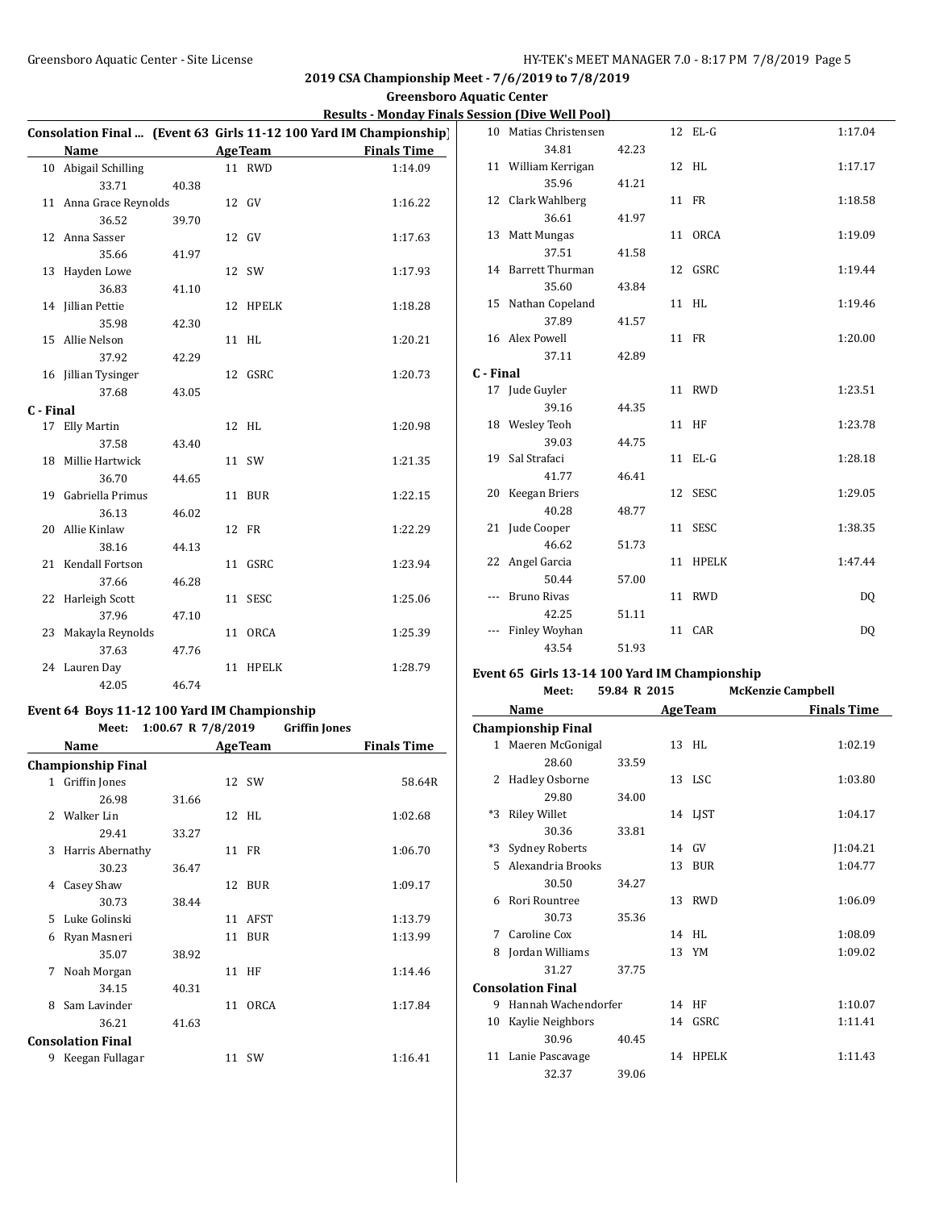## 2019 CSA Championship Meet - 7/6/2019 to 7/8/2019

### Greensboro Aquatic Center

### Results - Monday Finals Session (Dive Well Pool)

**Consolation Final ... (Event 63 Girls 11-12 100 Yard IM Championship)**

| | Name | | Age | Team | Finals Time |
|---|---|---|---|---|---|
| 10 | Abigail Schilling | | 11 | RWD | 1:14.09 |
| | 33.71 | 40.38 | | | |
| 11 | Anna Grace Reynolds | | 12 | GV | 1:16.22 |
| | 36.52 | 39.70 | | | |
| 12 | Anna Sasser | | 12 | GV | 1:17.63 |
| | 35.66 | 41.97 | | | |
| 13 | Hayden Lowe | | 12 | SW | 1:17.93 |
| | 36.83 | 41.10 | | | |
| 14 | Jillian Pettie | | 12 | HPELK | 1:18.28 |
| | 35.98 | 42.30 | | | |
| 15 | Allie Nelson | | 11 | HL | 1:20.21 |
| | 37.92 | 42.29 | | | |
| 16 | Jillian Tysinger | | 12 | GSRC | 1:20.73 |
| | 37.68 | 43.05 | | | |
| **C - Final** | | | | | |
| 17 | Elly Martin | | 12 | HL | 1:20.98 |
| | 37.58 | 43.40 | | | |
| 18 | Millie Hartwick | | 11 | SW | 1:21.35 |
| | 36.70 | 44.65 | | | |
| 19 | Gabriella Primus | | 11 | BUR | 1:22.15 |
| | 36.13 | 46.02 | | | |
| 20 | Allie Kinlaw | | 12 | FR | 1:22.29 |
| | 38.16 | 44.13 | | | |
| 21 | Kendall Fortson | | 11 | GSRC | 1:23.94 |
| | 37.66 | 46.28 | | | |
| 22 | Harleigh Scott | | 11 | SESC | 1:25.06 |
| | 37.96 | 47.10 | | | |
| 23 | Makayla Reynolds | | 11 | ORCA | 1:25.39 |
| | 37.63 | 47.76 | | | |
| 24 | Lauren Day | | 11 | HPELK | 1:28.79 |
| | 42.05 | 46.74 | | | |

**Event 64 Boys 11-12 100 Yard IM Championship**

Meet: 1:00.67 R 7/8/2019 Griffin Jones

| | Name | | Age | Team | Finals Time |
|---|---|---|---|---|---|
| **Championship Final** | | | | | |
| 1 | Griffin Jones | | 12 | SW | 58.64R |
| | 26.98 | 31.66 | | | |
| 2 | Walker Lin | | 12 | HL | 1:02.68 |
| | 29.41 | 33.27 | | | |
| 3 | Harris Abernathy | | 11 | FR | 1:06.70 |
| | 30.23 | 36.47 | | | |
| 4 | Casey Shaw | | 12 | BUR | 1:09.17 |
| | 30.73 | 38.44 | | | |
| 5 | Luke Golinski | | 11 | AFST | 1:13.79 |
| 6 | Ryan Masneri | | 11 | BUR | 1:13.99 |
| | 35.07 | 38.92 | | | |
| 7 | Noah Morgan | | 11 | HF | 1:14.46 |
| | 34.15 | 40.31 | | | |
| 8 | Sam Lavinder | | 11 | ORCA | 1:17.84 |
| | 36.21 | 41.63 | | | |
| **Consolation Final** | | | | | |
| 9 | Keegan Fullagar | | 11 | SW | 1:16.41 |
| 10 | Matias Christensen | | 12 | EL-G | 1:17.04 |
| | 34.81 | 42.23 | | | |
| 11 | William Kerrigan | | 12 | HL | 1:17.17 |
| | 35.96 | 41.21 | | | |
| 12 | Clark Wahlberg | | 11 | FR | 1:18.58 |
| | 36.61 | 41.97 | | | |
| 13 | Matt Mungas | | 11 | ORCA | 1:19.09 |
| | 37.51 | 41.58 | | | |
| 14 | Barrett Thurman | | 12 | GSRC | 1:19.44 |
| | 35.60 | 43.84 | | | |
| 15 | Nathan Copeland | | 11 | HL | 1:19.46 |
| | 37.89 | 41.57 | | | |
| 16 | Alex Powell | | 11 | FR | 1:20.00 |
| | 37.11 | 42.89 | | | |
| **C - Final** | | | | | |
| 17 | Jude Guyler | | 11 | RWD | 1:23.51 |
| | 39.16 | 44.35 | | | |
| 18 | Wesley Teoh | | 11 | HF | 1:23.78 |
| | 39.03 | 44.75 | | | |
| 19 | Sal Strafaci | | 11 | EL-G | 1:28.18 |
| | 41.77 | 46.41 | | | |
| 20 | Keegan Briers | | 12 | SESC | 1:29.05 |
| | 40.28 | 48.77 | | | |
| 21 | Jude Cooper | | 11 | SESC | 1:38.35 |
| | 46.62 | 51.73 | | | |
| 22 | Angel Garcia | | 11 | HPELK | 1:47.44 |
| | 50.44 | 57.00 | | | |
| --- | Bruno Rivas | | 11 | RWD | DQ |
| | 42.25 | 51.11 | | | |
| --- | Finley Woyhan | | 11 | CAR | DQ |
| | 43.54 | 51.93 | | | |

**Event 65 Girls 13-14 100 Yard IM Championship**

Meet: 59.84 R 2015 McKenzie Campbell

| | Name | | Age | Team | Finals Time |
|---|---|---|---|---|---|
| **Championship Final** | | | | | |
| 1 | Maeren McGonigal | | 13 | HL | 1:02.19 |
| | 28.60 | 33.59 | | | |
| 2 | Hadley Osborne | | 13 | LSC | 1:03.80 |
| | 29.80 | 34.00 | | | |
| *3 | Riley Willet | | 14 | LJST | 1:04.17 |
| | 30.36 | 33.81 | | | |
| *3 | Sydney Roberts | | 14 | GV | J1:04.21 |
| 5 | Alexandria Brooks | | 13 | BUR | 1:04.77 |
| | 30.50 | 34.27 | | | |
| 6 | Rori Rountree | | 13 | RWD | 1:06.09 |
| | 30.73 | 35.36 | | | |
| 7 | Caroline Cox | | 14 | HL | 1:08.09 |
| 8 | Jordan Williams | | 13 | YM | 1:09.02 |
| | 31.27 | 37.75 | | | |
| **Consolation Final** | | | | | |
| 9 | Hannah Wachendorfer | | 14 | HF | 1:10.07 |
| 10 | Kaylie Neighbors | | 14 | GSRC | 1:11.41 |
| | 30.96 | 40.45 | | | |
| 11 | Lanie Pascavage | | 14 | HPELK | 1:11.43 |
| | 32.37 | 39.06 | | | |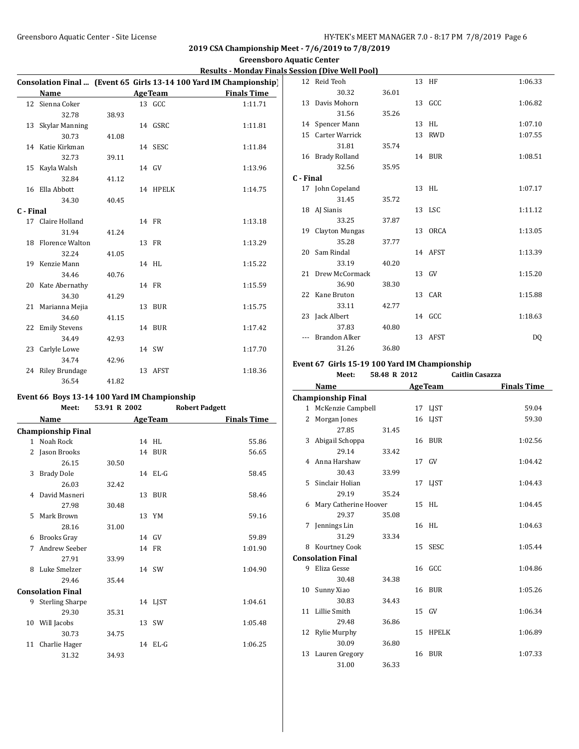# 2019 CSA Championship Meet - 7/6/2019 to 7/8/2019

## Greensboro Aquatic Center

### Results - Monday Finals Session (Dive Well Pool)

**Consolation Final ... (Event 65 Girls 13-14 100 Yard IM Championship)**

| | Name | Age | Team | Finals Time |
|---|---|---|---|---|
| 12 | Sienna Coker | 13 | GCC | 1:11.71 |
| | 32.78 38.93 | | | |
| 13 | Skylar Manning | 14 | GSRC | 1:11.81 |
| | 30.73 41.08 | | | |
| 14 | Katie Kirkman | 14 | SESC | 1:11.84 |
| | 32.73 39.11 | | | |
| 15 | Kayla Walsh | 14 | GV | 1:13.96 |
| | 32.84 41.12 | | | |
| 16 | Ella Abbott | 14 | HPELK | 1:14.75 |
| | 34.30 40.45 | | | |
| **C - Final** | | | | |
| 17 | Claire Holland | 14 | FR | 1:13.18 |
| | 31.94 41.24 | | | |
| 18 | Florence Walton | 13 | FR | 1:13.29 |
| | 32.24 41.05 | | | |
| 19 | Kenzie Mann | 14 | HL | 1:15.22 |
| | 34.46 40.76 | | | |
| 20 | Kate Abernathy | 14 | FR | 1:15.59 |
| | 34.30 41.29 | | | |
| 21 | Marianna Mejia | 13 | BUR | 1:15.75 |
| | 34.60 41.15 | | | |
| 22 | Emily Stevens | 14 | BUR | 1:17.42 |
| | 34.49 42.93 | | | |
| 23 | Carlyle Lowe | 14 | SW | 1:17.70 |
| | 34.74 42.96 | | | |
| 24 | Riley Brundage | 13 | AFST | 1:18.36 |
| | 36.54 41.82 | | | |

**Event 66 Boys 13-14 100 Yard IM Championship**

Meet: 53.91 R 2002 Robert Padgett

| | Name | Age | Team | Finals Time |
|---|---|---|---|---|
| **Championship Final** | | | | |
| 1 | Noah Rock | 14 | HL | 55.86 |
| 2 | Jason Brooks | 14 | BUR | 56.65 |
| | 26.15 30.50 | | | |
| 3 | Brady Dole | 14 | EL-G | 58.45 |
| | 26.03 32.42 | | | |
| 4 | David Masneri | 13 | BUR | 58.46 |
| | 27.98 30.48 | | | |
| 5 | Mark Brown | 13 | YM | 59.16 |
| | 28.16 31.00 | | | |
| 6 | Brooks Gray | 14 | GV | 59.89 |
| 7 | Andrew Seeber | 14 | FR | 1:01.90 |
| | 27.91 33.99 | | | |
| 8 | Luke Smelzer | 14 | SW | 1:04.90 |
| | 29.46 35.44 | | | |
| **Consolation Final** | | | | |
| 9 | Sterling Sharpe | 14 | LJST | 1:04.61 |
| | 29.30 35.31 | | | |
| 10 | Will Jacobs | 13 | SW | 1:05.48 |
| | 30.73 34.75 | | | |
| 11 | Charlie Hager | 14 | EL-G | 1:06.25 |
| | 31.32 34.93 | | | |
| 12 | Reid Teoh | 13 | HF | 1:06.33 |
| | 30.32 36.01 | | | |
| 13 | Davis Mohorn | 13 | GCC | 1:06.82 |
| | 31.56 35.26 | | | |
| 14 | Spencer Mann | 13 | HL | 1:07.10 |
| 15 | Carter Warrick | 13 | RWD | 1:07.55 |
| | 31.81 35.74 | | | |
| 16 | Brady Rolland | 14 | BUR | 1:08.51 |
| | 32.56 35.95 | | | |
| **C - Final** | | | | |
| 17 | John Copeland | 13 | HL | 1:07.17 |
| | 31.45 35.72 | | | |
| 18 | AJ Sianis | 13 | LSC | 1:11.12 |
| | 33.25 37.87 | | | |
| 19 | Clayton Mungas | 13 | ORCA | 1:13.05 |
| | 35.28 37.77 | | | |
| 20 | Sam Rindal | 14 | AFST | 1:13.39 |
| | 33.19 40.20 | | | |
| 21 | Drew McCormack | 13 | GV | 1:15.20 |
| | 36.90 38.30 | | | |
| 22 | Kane Bruton | 13 | CAR | 1:15.88 |
| | 33.11 42.77 | | | |
| 23 | Jack Albert | 14 | GCC | 1:18.63 |
| | 37.83 40.80 | | | |
| --- | Brandon Alker | 13 | AFST | DQ |
| | 31.26 36.80 | | | |

**Event 67 Girls 15-19 100 Yard IM Championship**

Meet: 58.48 R 2012 Caitlin Casazza

| | Name | Age | Team | Finals Time |
|---|---|---|---|---|
| **Championship Final** | | | | |
| 1 | McKenzie Campbell | 17 | LJST | 59.04 |
| 2 | Morgan Jones | 16 | LJST | 59.30 |
| | 27.85 31.45 | | | |
| 3 | Abigail Schoppa | 16 | BUR | 1:02.56 |
| | 29.14 33.42 | | | |
| 4 | Anna Harshaw | 17 | GV | 1:04.42 |
| | 30.43 33.99 | | | |
| 5 | Sinclair Holian | 17 | LJST | 1:04.43 |
| | 29.19 35.24 | | | |
| 6 | Mary Catherine Hoover | 15 | HL | 1:04.45 |
| | 29.37 35.08 | | | |
| 7 | Jennings Lin | 16 | HL | 1:04.63 |
| | 31.29 33.34 | | | |
| 8 | Kourtney Cook | 15 | SESC | 1:05.44 |
| **Consolation Final** | | | | |
| 9 | Eliza Gesse | 16 | GCC | 1:04.86 |
| | 30.48 34.38 | | | |
| 10 | Sunny Xiao | 16 | BUR | 1:05.26 |
| | 30.83 34.43 | | | |
| 11 | Lillie Smith | 15 | GV | 1:06.34 |
| | 29.48 36.86 | | | |
| 12 | Rylie Murphy | 15 | HPELK | 1:06.89 |
| | 30.09 36.80 | | | |
| 13 | Lauren Gregory | 16 | BUR | 1:07.33 |
| | 31.00 36.33 | | | |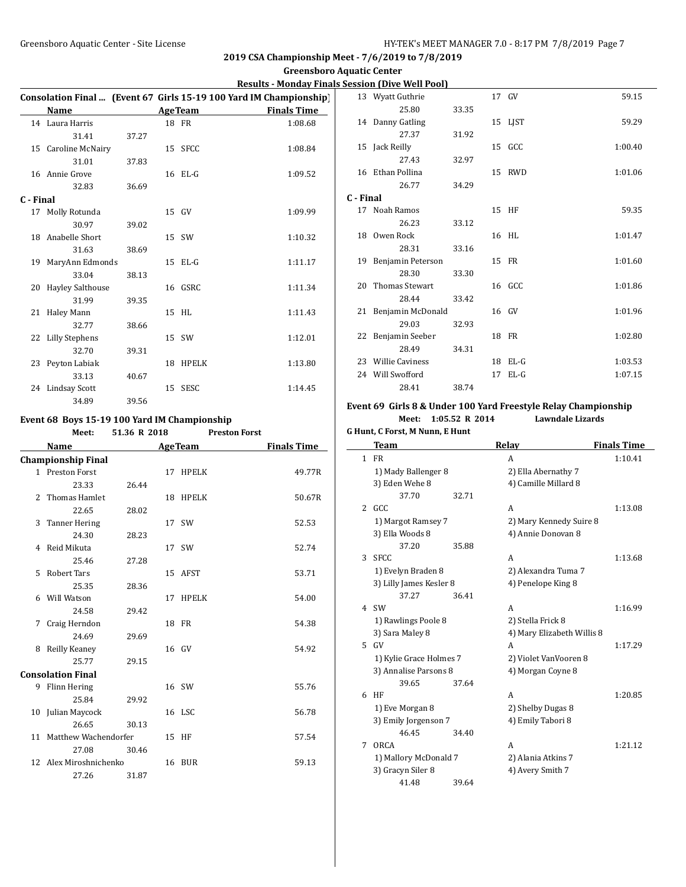## 2019 CSA Championship Meet - 7/6/2019 to 7/8/2019

### Greensboro Aquatic Center

### Results - Monday Finals Session (Dive Well Pool)

**Consolation Final ... (Event 67 Girls 15-19 100 Yard IM Championship)**

| | Name | | Age | Team | Finals Time |
|---|---|---|---|---|---|
| 14 | Laura Harris | | 18 | FR | 1:08.68 |
| | 31.41 | 37.27 | | | |
| 15 | Caroline McNairy | | 15 | SFCC | 1:08.84 |
| | 31.01 | 37.83 | | | |
| 16 | Annie Grove | | 16 | EL-G | 1:09.52 |
| | 32.83 | 36.69 | | | |
| **C - Final** | | | | | |
| 17 | Molly Rotunda | | 15 | GV | 1:09.99 |
| | 30.97 | 39.02 | | | |
| 18 | Anabelle Short | | 15 | SW | 1:10.32 |
| | 31.63 | 38.69 | | | |
| 19 | MaryAnn Edmonds | | 15 | EL-G | 1:11.17 |
| | 33.04 | 38.13 | | | |
| 20 | Hayley Salthouse | | 16 | GSRC | 1:11.34 |
| | 31.99 | 39.35 | | | |
| 21 | Haley Mann | | 15 | HL | 1:11.43 |
| | 32.77 | 38.66 | | | |
| 22 | Lilly Stephens | | 15 | SW | 1:12.01 |
| | 32.70 | 39.31 | | | |
| 23 | Peyton Labiak | | 18 | HPELK | 1:13.80 |
| | 33.13 | 40.67 | | | |
| 24 | Lindsay Scott | | 15 | SESC | 1:14.45 |
| | 34.89 | 39.56 | | | |

**Event 68 Boys 15-19 100 Yard IM Championship**

Meet: 51.36 R 2018 Preston Forst

| | Name | | Age | Team | Finals Time |
|---|---|---|---|---|---|
| **Championship Final** | | | | | |
| 1 | Preston Forst | | 17 | HPELK | 49.77R |
| | 23.33 | 26.44 | | | |
| 2 | Thomas Hamlet | | 18 | HPELK | 50.67R |
| | 22.65 | 28.02 | | | |
| 3 | Tanner Hering | | 17 | SW | 52.53 |
| | 24.30 | 28.23 | | | |
| 4 | Reid Mikuta | | 17 | SW | 52.74 |
| | 25.46 | 27.28 | | | |
| 5 | Robert Tars | | 15 | AFST | 53.71 |
| | 25.35 | 28.36 | | | |
| 6 | Will Watson | | 17 | HPELK | 54.00 |
| | 24.58 | 29.42 | | | |
| 7 | Craig Herndon | | 18 | FR | 54.38 |
| | 24.69 | 29.69 | | | |
| 8 | Reilly Keaney | | 16 | GV | 54.92 |
| | 25.77 | 29.15 | | | |
| **Consolation Final** | | | | | |
| 9 | Flinn Hering | | 16 | SW | 55.76 |
| | 25.84 | 29.92 | | | |
| 10 | Julian Maycock | | 16 | LSC | 56.78 |
| | 26.65 | 30.13 | | | |
| 11 | Matthew Wachendorfer | | 15 | HF | 57.54 |
| | 27.08 | 30.46 | | | |
| 12 | Alex Miroshnichenko | | 16 | BUR | 59.13 |
| | 27.26 | 31.87 | | | |
| 13 | Wyatt Guthrie | | 17 | GV | 59.15 |
| | 25.80 | 33.35 | | | |
| 14 | Danny Gatling | | 15 | LJST | 59.29 |
| | 27.37 | 31.92 | | | |
| 15 | Jack Reilly | | 15 | GCC | 1:00.40 |
| | 27.43 | 32.97 | | | |
| 16 | Ethan Pollina | | 15 | RWD | 1:01.06 |
| | 26.77 | 34.29 | | | |
| **C - Final** | | | | | |
| 17 | Noah Ramos | | 15 | HF | 59.35 |
| | 26.23 | 33.12 | | | |
| 18 | Owen Rock | | 16 | HL | 1:01.47 |
| | 28.31 | 33.16 | | | |
| 19 | Benjamin Peterson | | 15 | FR | 1:01.60 |
| | 28.30 | 33.30 | | | |
| 20 | Thomas Stewart | | 16 | GCC | 1:01.86 |
| | 28.44 | 33.42 | | | |
| 21 | Benjamin McDonald | | 16 | GV | 1:01.96 |
| | 29.03 | 32.93 | | | |
| 22 | Benjamin Seeber | | 18 | FR | 1:02.80 |
| | 28.49 | 34.31 | | | |
| 23 | Willie Caviness | | 18 | EL-G | 1:03.53 |
| 24 | Will Swofford | | 17 | EL-G | 1:07.15 |
| | 28.41 | 38.74 | | | |

**Event 69 Girls 8 & Under 100 Yard Freestyle Relay Championship**

Meet: 1:05.52 R 2014 Lawndale Lizards

G Hunt, C Forst, M Nunn, E Hunt

| | Team | | Relay | | Finals Time |
|---|---|---|---|---|---|
| 1 | FR | | A | | 1:10.41 |
| | 1) Mady Ballenger 8 | | 2) Ella Abernathy 7 | | |
| | 3) Eden Wehe 8 | | 4) Camille Millard 8 | | |
| | 37.70 | 32.71 | | | |
| 2 | GCC | | A | | 1:13.08 |
| | 1) Margot Ramsey 7 | | 2) Mary Kennedy Suire 8 | | |
| | 3) Ella Woods 8 | | 4) Annie Donovan 8 | | |
| | 37.20 | 35.88 | | | |
| 3 | SFCC | | A | | 1:13.68 |
| | 1) Evelyn Braden 8 | | 2) Alexandra Tuma 7 | | |
| | 3) Lilly James Kesler 8 | | 4) Penelope King 8 | | |
| | 37.27 | 36.41 | | | |
| 4 | SW | | A | | 1:16.99 |
| | 1) Rawlings Poole 8 | | 2) Stella Frick 8 | | |
| | 3) Sara Maley 8 | | 4) Mary Elizabeth Willis 8 | | |
| 5 | GV | | A | | 1:17.29 |
| | 1) Kylie Grace Holmes 7 | | 2) Violet VanVooren 8 | | |
| | 3) Annalise Parsons 8 | | 4) Morgan Coyne 8 | | |
| | 39.65 | 37.64 | | | |
| 6 | HF | | A | | 1:20.85 |
| | 1) Eve Morgan 8 | | 2) Shelby Dugas 8 | | |
| | 3) Emily Jorgenson 7 | | 4) Emily Tabori 8 | | |
| | 46.45 | 34.40 | | | |
| 7 | ORCA | | A | | 1:21.12 |
| | 1) Mallory McDonald 7 | | 2) Alania Atkins 7 | | |
| | 3) Gracyn Siler 8 | | 4) Avery Smith 7 | | |
| | 41.48 | 39.64 | | | |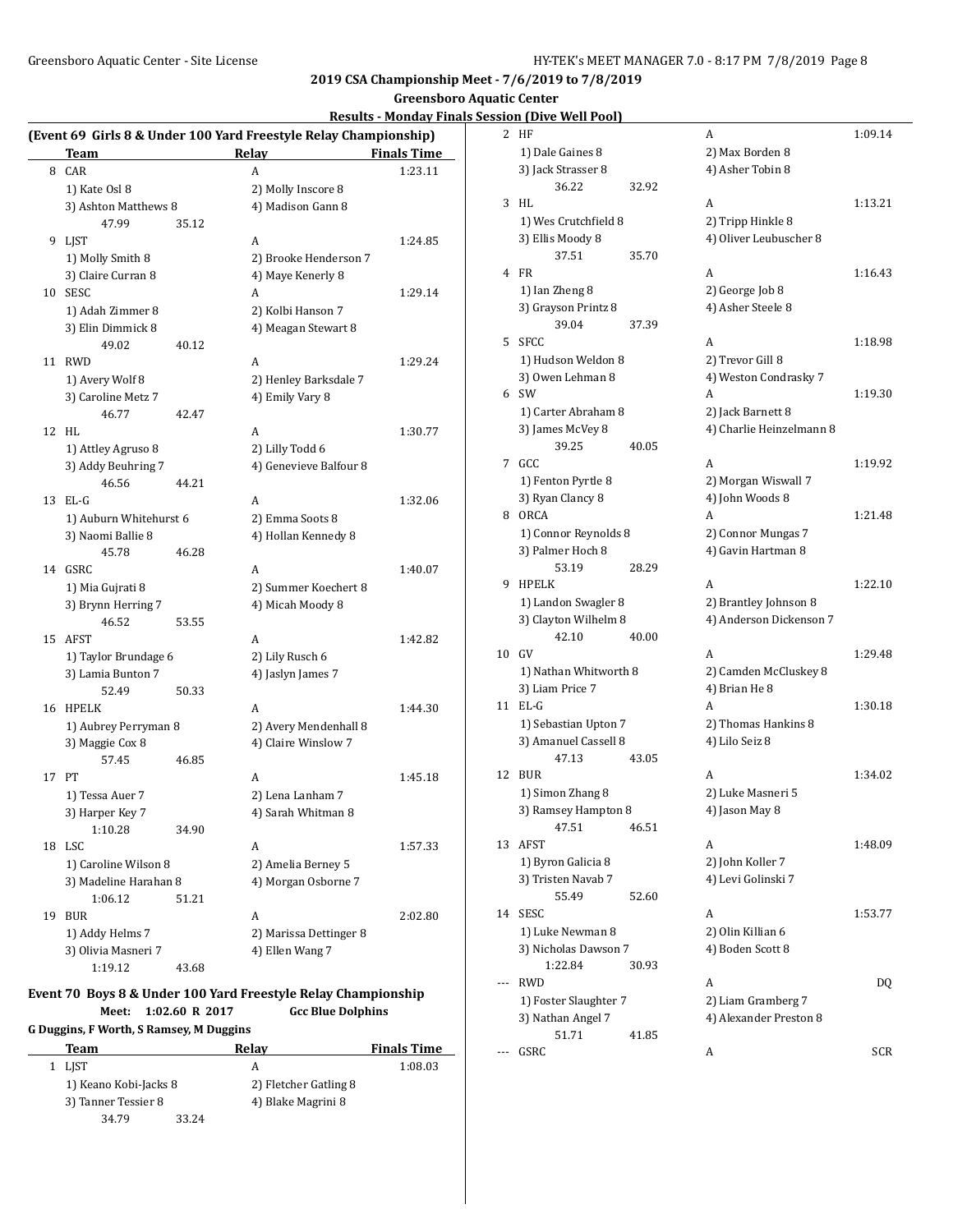**2019 CSA Championship Meet - 7/6/2019 to 7/8/2019**

**Greensboro Aquatic Center**

**Results - Monday Finals Session (Dive Well Pool)**

### (Event 69 Girls 8 & Under 100 Yard Freestyle Relay Championship)

| | Team | Relay | Finals Time |
|---|---|---|---|
| 8 | CAR | A | 1:23.11 |
| | 1) Kate Osl 8 | 2) Molly Inscore 8 | |
| | 3) Ashton Matthews 8 | 4) Madison Gann 8 | |
| | 47.99 35.12 | | |
| 9 | LJST | A | 1:24.85 |
| | 1) Molly Smith 8 | 2) Brooke Henderson 7 | |
| | 3) Claire Curran 8 | 4) Maye Kenerly 8 | |
| 10 | SESC | A | 1:29.14 |
| | 1) Adah Zimmer 8 | 2) Kolbi Hanson 7 | |
| | 3) Elin Dimmick 8 | 4) Meagan Stewart 8 | |
| | 49.02 40.12 | | |
| 11 | RWD | A | 1:29.24 |
| | 1) Avery Wolf 8 | 2) Henley Barksdale 7 | |
| | 3) Caroline Metz 7 | 4) Emily Vary 8 | |
| | 46.77 42.47 | | |
| 12 | HL | A | 1:30.77 |
| | 1) Attley Agruso 8 | 2) Lilly Todd 6 | |
| | 3) Addy Beuhring 7 | 4) Genevieve Balfour 8 | |
| | 46.56 44.21 | | |
| 13 | EL-G | A | 1:32.06 |
| | 1) Auburn Whitehurst 6 | 2) Emma Soots 8 | |
| | 3) Naomi Ballie 8 | 4) Hollan Kennedy 8 | |
| | 45.78 46.28 | | |
| 14 | GSRC | A | 1:40.07 |
| | 1) Mia Gujrati 8 | 2) Summer Koechert 8 | |
| | 3) Brynn Herring 7 | 4) Micah Moody 8 | |
| | 46.52 53.55 | | |
| 15 | AFST | A | 1:42.82 |
| | 1) Taylor Brundage 6 | 2) Lily Rusch 6 | |
| | 3) Lamia Bunton 7 | 4) Jaslyn James 7 | |
| | 52.49 50.33 | | |
| 16 | HPELK | A | 1:44.30 |
| | 1) Aubrey Perryman 8 | 2) Avery Mendenhall 8 | |
| | 3) Maggie Cox 8 | 4) Claire Winslow 7 | |
| | 57.45 46.85 | | |
| 17 | PT | A | 1:45.18 |
| | 1) Tessa Auer 7 | 2) Lena Lanham 7 | |
| | 3) Harper Key 7 | 4) Sarah Whitman 8 | |
| | 1:10.28 34.90 | | |
| 18 | LSC | A | 1:57.33 |
| | 1) Caroline Wilson 8 | 2) Amelia Berney 5 | |
| | 3) Madeline Harahan 8 | 4) Morgan Osborne 7 | |
| | 1:06.12 51.21 | | |
| 19 | BUR | A | 2:02.80 |
| | 1) Addy Helms 7 | 2) Marissa Dettinger 8 | |
| | 3) Olivia Masneri 7 | 4) Ellen Wang 7 | |
| | 1:19.12 43.68 | | |

### Event 70 Boys 8 & Under 100 Yard Freestyle Relay Championship

**Meet: 1:02.60 R 2017 Gcc Blue Dolphins**

**G Duggins, F Worth, S Ramsey, M Duggins**

| | Team | Relay | Finals Time |
|---|---|---|---|
| 1 | LJST | A | 1:08.03 |
| | 1) Keano Kobi-Jacks 8 | 2) Fletcher Gatling 8 | |
| | 3) Tanner Tessier 8 | 4) Blake Magrini 8 | |
| | 34.79 33.24 | | |
| 2 | HF | A | 1:09.14 |
| | 1) Dale Gaines 8 | 2) Max Borden 8 | |
| | 3) Jack Strasser 8 | 4) Asher Tobin 8 | |
| | 36.22 32.92 | | |
| 3 | HL | A | 1:13.21 |
| | 1) Wes Crutchfield 8 | 2) Tripp Hinkle 8 | |
| | 3) Ellis Moody 8 | 4) Oliver Leubuscher 8 | |
| | 37.51 35.70 | | |
| 4 | FR | A | 1:16.43 |
| | 1) Ian Zheng 8 | 2) George Job 8 | |
| | 3) Grayson Printz 8 | 4) Asher Steele 8 | |
| | 39.04 37.39 | | |
| 5 | SFCC | A | 1:18.98 |
| | 1) Hudson Weldon 8 | 2) Trevor Gill 8 | |
| | 3) Owen Lehman 8 | 4) Weston Condrasky 7 | |
| 6 | SW | A | 1:19.30 |
| | 1) Carter Abraham 8 | 2) Jack Barnett 8 | |
| | 3) James McVey 8 | 4) Charlie Heinzelmann 8 | |
| | 39.25 40.05 | | |
| 7 | GCC | A | 1:19.92 |
| | 1) Fenton Pyrtle 8 | 2) Morgan Wiswall 7 | |
| | 3) Ryan Clancy 8 | 4) John Woods 8 | |
| 8 | ORCA | A | 1:21.48 |
| | 1) Connor Reynolds 8 | 2) Connor Mungas 7 | |
| | 3) Palmer Hoch 8 | 4) Gavin Hartman 8 | |
| | 53.19 28.29 | | |
| 9 | HPELK | A | 1:22.10 |
| | 1) Landon Swagler 8 | 2) Brantley Johnson 8 | |
| | 3) Clayton Wilhelm 8 | 4) Anderson Dickenson 7 | |
| | 42.10 40.00 | | |
| 10 | GV | A | 1:29.48 |
| | 1) Nathan Whitworth 8 | 2) Camden McCluskey 8 | |
| | 3) Liam Price 7 | 4) Brian He 8 | |
| 11 | EL-G | A | 1:30.18 |
| | 1) Sebastian Upton 7 | 2) Thomas Hankins 8 | |
| | 3) Amanuel Cassell 8 | 4) Lilo Seiz 8 | |
| | 47.13 43.05 | | |
| 12 | BUR | A | 1:34.02 |
| | 1) Simon Zhang 8 | 2) Luke Masneri 5 | |
| | 3) Ramsey Hampton 8 | 4) Jason May 8 | |
| | 47.51 46.51 | | |
| 13 | AFST | A | 1:48.09 |
| | 1) Byron Galicia 8 | 2) John Koller 7 | |
| | 3) Tristen Navab 7 | 4) Levi Golinski 7 | |
| | 55.49 52.60 | | |
| 14 | SESC | A | 1:53.77 |
| | 1) Luke Newman 8 | 2) Olin Killian 6 | |
| | 3) Nicholas Dawson 7 | 4) Boden Scott 8 | |
| | 1:22.84 30.93 | | |
| --- | RWD | A | DQ |
| | 1) Foster Slaughter 7 | 2) Liam Gramberg 7 | |
| | 3) Nathan Angel 7 | 4) Alexander Preston 8 | |
| | 51.71 41.85 | | |
| --- | GSRC | A | SCR |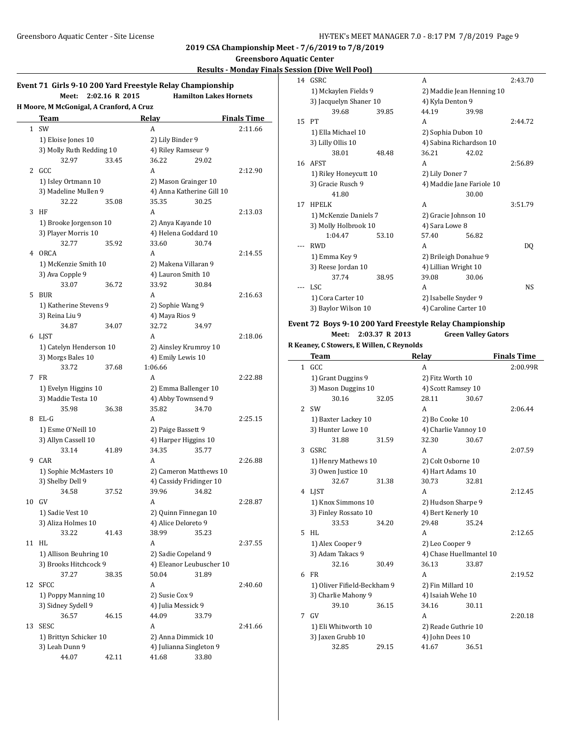# 2019 CSA Championship Meet - 7/6/2019 to 7/8/2019

## Greensboro Aquatic Center

### Results - Monday Finals Session (Dive Well Pool)

## Event 71 Girls 9-10 200 Yard Freestyle Relay Championship

**Meet: 2:02.16 R 2015 Hamilton Lakes Hornets**

**H Moore, M McGonigal, A Cranford, A Cruz**

| | Team | Relay | Finals Time |
|---|---|---|---|
| 1 | SW | A | 2:11.66 |
| | 1) Eloise Jones 10 | 2) Lily Binder 9 | |
| | 3) Molly Ruth Redding 10 | 4) Riley Ramseur 9 | |
| | 32.97 33.45 | 36.22 29.02 | |
| 2 | GCC | A | 2:12.90 |
| | 1) Isley Ortmann 10 | 2) Mason Grainger 10 | |
| | 3) Madeline Mullen 9 | 4) Anna Katherine Gill 10 | |
| | 32.22 35.08 | 35.35 30.25 | |
| 3 | HF | A | 2:13.03 |
| | 1) Brooke Jorgenson 10 | 2) Anya Kayande 10 | |
| | 3) Player Morris 10 | 4) Helena Goddard 10 | |
| | 32.77 35.92 | 33.60 30.74 | |
| 4 | ORCA | A | 2:14.55 |
| | 1) McKenzie Smith 10 | 2) Makena Villaran 9 | |
| | 3) Ava Copple 9 | 4) Lauron Smith 10 | |
| | 33.07 36.72 | 33.92 30.84 | |
| 5 | BUR | A | 2:16.63 |
| | 1) Katherine Stevens 9 | 2) Sophie Wang 9 | |
| | 3) Reina Liu 9 | 4) Maya Rios 9 | |
| | 34.87 34.07 | 32.72 34.97 | |
| 6 | LJST | A | 2:18.06 |
| | 1) Catelyn Henderson 10 | 2) Ainsley Krumroy 10 | |
| | 3) Morgs Bales 10 | 4) Emily Lewis 10 | |
| | 33.72 37.68 | 1:06.66 | |
| 7 | FR | A | 2:22.88 |
| | 1) Evelyn Higgins 10 | 2) Emma Ballenger 10 | |
| | 3) Maddie Testa 10 | 4) Abby Townsend 9 | |
| | 35.98 36.38 | 35.82 34.70 | |
| 8 | EL-G | A | 2:25.15 |
| | 1) Esme O'Neill 10 | 2) Paige Bassett 9 | |
| | 3) Allyn Cassell 10 | 4) Harper Higgins 10 | |
| | 33.14 41.89 | 34.35 35.77 | |
| 9 | CAR | A | 2:26.88 |
| | 1) Sophie McMasters 10 | 2) Cameron Matthews 10 | |
| | 3) Shelby Dell 9 | 4) Cassidy Fridinger 10 | |
| | 34.58 37.52 | 39.96 34.82 | |
| 10 | GV | A | 2:28.87 |
| | 1) Sadie Vest 10 | 2) Quinn Finnegan 10 | |
| | 3) Aliza Holmes 10 | 4) Alice Deloreto 9 | |
| | 33.22 41.43 | 38.99 35.23 | |
| 11 | HL | A | 2:37.55 |
| | 1) Allison Beuhring 10 | 2) Sadie Copeland 9 | |
| | 3) Brooks Hitchcock 9 | 4) Eleanor Leubuscher 10 | |
| | 37.27 38.35 | 50.04 31.89 | |
| 12 | SFCC | A | 2:40.60 |
| | 1) Poppy Manning 10 | 2) Susie Cox 9 | |
| | 3) Sidney Sydell 9 | 4) Julia Messick 9 | |
| | 36.57 46.15 | 44.09 33.79 | |
| 13 | SESC | A | 2:41.66 |
| | 1) Brittyn Schicker 10 | 2) Anna Dimmick 10 | |
| | 3) Leah Dunn 9 | 4) Julianna Singleton 9 | |
| | 44.07 42.11 | 41.68 33.80 | |
| 14 | GSRC | A | 2:43.70 |
| | 1) Mckaylen Fields 9 | 2) Maddie Jean Henning 10 | |
| | 3) Jacquelyn Shaner 10 | 4) Kyla Denton 9 | |
| | 39.68 39.85 | 44.19 39.98 | |
| 15 | PT | A | 2:44.72 |
| | 1) Ella Michael 10 | 2) Sophia Dubon 10 | |
| | 3) Lilly Ollis 10 | 4) Sabina Richardson 10 | |
| | 38.01 48.48 | 36.21 42.02 | |
| 16 | AFST | A | 2:56.89 |
| | 1) Riley Honeycutt 10 | 2) Lily Doner 7 | |
| | 3) Gracie Rusch 9 | 4) Maddie Jane Fariole 10 | |
| | 41.80 | 30.00 | |
| 17 | HPELK | A | 3:51.79 |
| | 1) McKenzie Daniels 7 | 2) Gracie Johnson 10 | |
| | 3) Molly Holbrook 10 | 4) Sara Lowe 8 | |
| | 1:04.47 53.10 | 57.40 56.82 | |
| --- | RWD | A | DQ |
| | 1) Emma Key 9 | 2) Brileigh Donahue 9 | |
| | 3) Reese Jordan 10 | 4) Lillian Wright 10 | |
| | 37.74 38.95 | 39.08 30.06 | |
| --- | LSC | A | NS |
| | 1) Cora Carter 10 | 2) Isabelle Snyder 9 | |
| | 3) Baylor Wilson 10 | 4) Caroline Carter 10 | |

## Event 72 Boys 9-10 200 Yard Freestyle Relay Championship

**Meet: 2:03.37 R 2013 Green Valley Gators**

**R Keaney, C Stowers, E Willen, C Reynolds**

| | Team | Relay | Finals Time |
|---|---|---|---|
| 1 | GCC | A | 2:00.99R |
| | 1) Grant Duggins 9 | 2) Fitz Worth 10 | |
| | 3) Mason Duggins 10 | 4) Scott Ramsey 10 | |
| | 30.16 32.05 | 28.11 30.67 | |
| 2 | SW | A | 2:06.44 |
| | 1) Baxter Lackey 10 | 2) Bo Cooke 10 | |
| | 3) Hunter Lowe 10 | 4) Charlie Vannoy 10 | |
| | 31.88 31.59 | 32.30 30.67 | |
| 3 | GSRC | A | 2:07.59 |
| | 1) Henry Mathews 10 | 2) Colt Osborne 10 | |
| | 3) Owen Justice 10 | 4) Hart Adams 10 | |
| | 32.67 31.38 | 30.73 32.81 | |
| 4 | LJST | A | 2:12.45 |
| | 1) Knox Simmons 10 | 2) Hudson Sharpe 9 | |
| | 3) Finley Rossato 10 | 4) Bert Kenerly 10 | |
| | 33.53 34.20 | 29.48 35.24 | |
| 5 | HL | A | 2:12.65 |
| | 1) Alex Cooper 9 | 2) Leo Cooper 9 | |
| | 3) Adam Takacs 9 | 4) Chase Huellmantel 10 | |
| | 32.16 30.49 | 36.13 33.87 | |
| 6 | FR | A | 2:19.52 |
| | 1) Oliver Fifield-Beckham 9 | 2) Fin Millard 10 | |
| | 3) Charlie Mahony 9 | 4) Isaiah Wehe 10 | |
| | 39.10 36.15 | 34.16 30.11 | |
| 7 | GV | A | 2:20.18 |
| | 1) Eli Whitworth 10 | 2) Reade Guthrie 10 | |
| | 3) Jaxen Grubb 10 | 4) John Dees 10 | |
| | 32.85 29.15 | 41.67 36.51 | |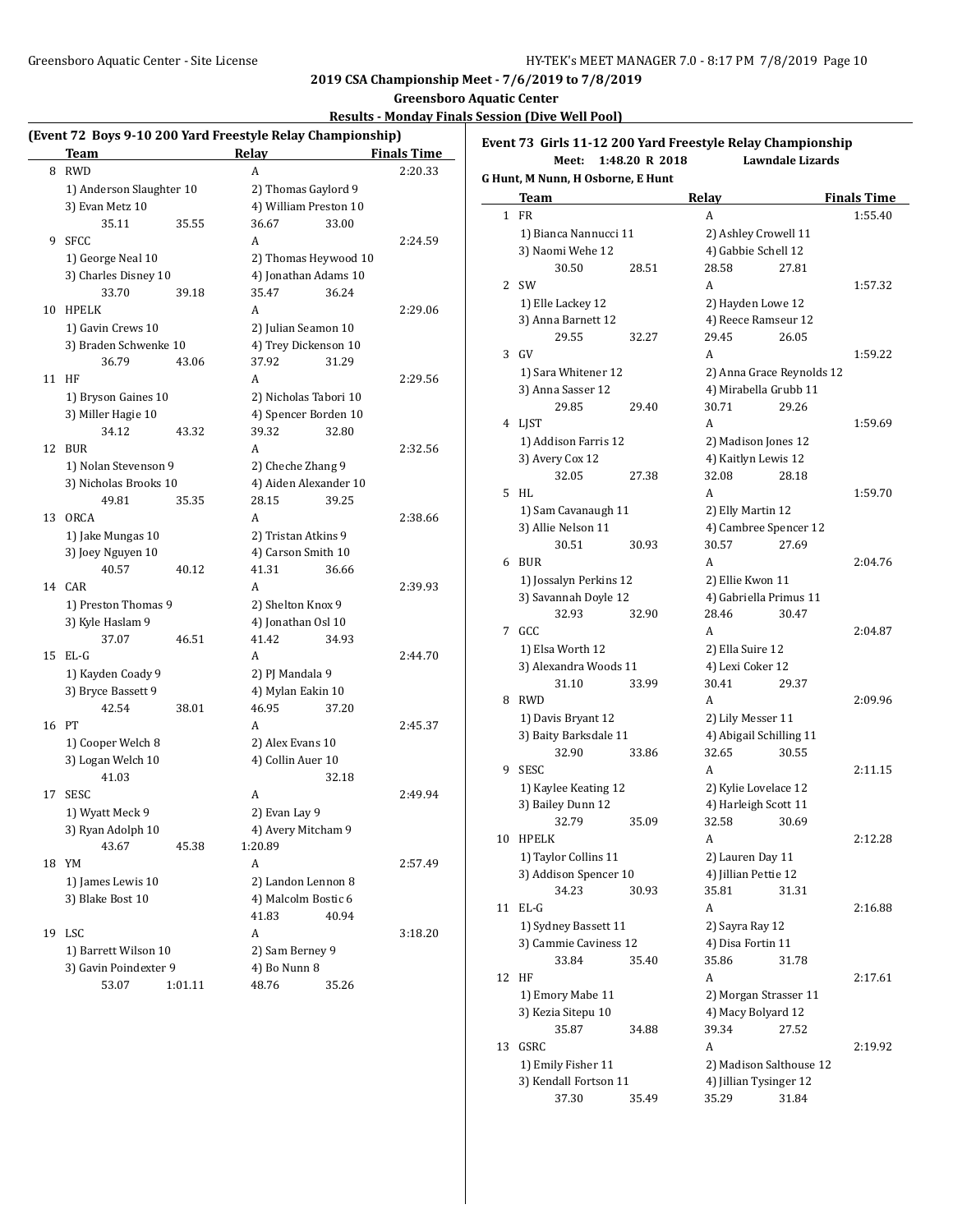## 2019 CSA Championship Meet - 7/6/2019 to 7/8/2019

### Greensboro Aquatic Center

### Results - Monday Finals Session (Dive Well Pool)

#### (Event 72 Boys 9-10 200 Yard Freestyle Relay Championship)

| | Team | Relay | Finals Time |
|---|---|---|---|
| 8 | RWD | A | 2:20.33 |
| | 1) Anderson Slaughter 10 | 2) Thomas Gaylord 9 | |
| | 3) Evan Metz 10 | 4) William Preston 10 | |
| | 35.11 35.55 | 36.67 33.00 | |
| 9 | SFCC | A | 2:24.59 |
| | 1) George Neal 10 | 2) Thomas Heywood 10 | |
| | 3) Charles Disney 10 | 4) Jonathan Adams 10 | |
| | 33.70 39.18 | 35.47 36.24 | |
| 10 | HPELK | A | 2:29.06 |
| | 1) Gavin Crews 10 | 2) Julian Seamon 10 | |
| | 3) Braden Schwenke 10 | 4) Trey Dickenson 10 | |
| | 36.79 43.06 | 37.92 31.29 | |
| 11 | HF | A | 2:29.56 |
| | 1) Bryson Gaines 10 | 2) Nicholas Tabori 10 | |
| | 3) Miller Hagie 10 | 4) Spencer Borden 10 | |
| | 34.12 43.32 | 39.32 32.80 | |
| 12 | BUR | A | 2:32.56 |
| | 1) Nolan Stevenson 9 | 2) Cheche Zhang 9 | |
| | 3) Nicholas Brooks 10 | 4) Aiden Alexander 10 | |
| | 49.81 35.35 | 28.15 39.25 | |
| 13 | ORCA | A | 2:38.66 |
| | 1) Jake Mungas 10 | 2) Tristan Atkins 9 | |
| | 3) Joey Nguyen 10 | 4) Carson Smith 10 | |
| | 40.57 40.12 | 41.31 36.66 | |
| 14 | CAR | A | 2:39.93 |
| | 1) Preston Thomas 9 | 2) Shelton Knox 9 | |
| | 3) Kyle Haslam 9 | 4) Jonathan Osl 10 | |
| | 37.07 46.51 | 41.42 34.93 | |
| 15 | EL-G | A | 2:44.70 |
| | 1) Kayden Coady 9 | 2) PJ Mandala 9 | |
| | 3) Bryce Bassett 9 | 4) Mylan Eakin 10 | |
| | 42.54 38.01 | 46.95 37.20 | |
| 16 | PT | A | 2:45.37 |
| | 1) Cooper Welch 8 | 2) Alex Evans 10 | |
| | 3) Logan Welch 10 | 4) Collin Auer 10 | |
| | 41.03 | 32.18 | |
| 17 | SESC | A | 2:49.94 |
| | 1) Wyatt Meck 9 | 2) Evan Lay 9 | |
| | 3) Ryan Adolph 10 | 4) Avery Mitcham 9 | |
| | 43.67 45.38 | 1:20.89 | |
| 18 | YM | A | 2:57.49 |
| | 1) James Lewis 10 | 2) Landon Lennon 8 | |
| | 3) Blake Bost 10 | 4) Malcolm Bostic 6 | |
| | | 41.83 40.94 | |
| 19 | LSC | A | 3:18.20 |
| | 1) Barrett Wilson 10 | 2) Sam Berney 9 | |
| | 3) Gavin Poindexter 9 | 4) Bo Nunn 8 | |
| | 53.07 1:01.11 | 48.76 35.26 | |

#### Event 73 Girls 11-12 200 Yard Freestyle Relay Championship

Meet: 1:48.20 R 2018 Lawndale Lizards

G Hunt, M Nunn, H Osborne, E Hunt

| | Team | Relay | Finals Time |
|---|---|---|---|
| 1 | FR | A | 1:55.40 |
| | 1) Bianca Nannucci 11 | 2) Ashley Crowell 11 | |
| | 3) Naomi Wehe 12 | 4) Gabbie Schell 12 | |
| | 30.50 28.51 | 28.58 27.81 | |
| 2 | SW | A | 1:57.32 |
| | 1) Elle Lackey 12 | 2) Hayden Lowe 12 | |
| | 3) Anna Barnett 12 | 4) Reece Ramseur 12 | |
| | 29.55 32.27 | 29.45 26.05 | |
| 3 | GV | A | 1:59.22 |
| | 1) Sara Whitener 12 | 2) Anna Grace Reynolds 12 | |
| | 3) Anna Sasser 12 | 4) Mirabella Grubb 11 | |
| | 29.85 29.40 | 30.71 29.26 | |
| 4 | LJST | A | 1:59.69 |
| | 1) Addison Farris 12 | 2) Madison Jones 12 | |
| | 3) Avery Cox 12 | 4) Kaitlyn Lewis 12 | |
| | 32.05 27.38 | 32.08 28.18 | |
| 5 | HL | A | 1:59.70 |
| | 1) Sam Cavanaugh 11 | 2) Elly Martin 12 | |
| | 3) Allie Nelson 11 | 4) Cambree Spencer 12 | |
| | 30.51 30.93 | 30.57 27.69 | |
| 6 | BUR | A | 2:04.76 |
| | 1) Jossalyn Perkins 12 | 2) Ellie Kwon 11 | |
| | 3) Savannah Doyle 12 | 4) Gabriella Primus 11 | |
| | 32.93 32.90 | 28.46 30.47 | |
| 7 | GCC | A | 2:04.87 |
| | 1) Elsa Worth 12 | 2) Ella Suire 12 | |
| | 3) Alexandra Woods 11 | 4) Lexi Coker 12 | |
| | 31.10 33.99 | 30.41 29.37 | |
| 8 | RWD | A | 2:09.96 |
| | 1) Davis Bryant 12 | 2) Lily Messer 11 | |
| | 3) Baity Barksdale 11 | 4) Abigail Schilling 11 | |
| | 32.90 33.86 | 32.65 30.55 | |
| 9 | SESC | A | 2:11.15 |
| | 1) Kaylee Keating 12 | 2) Kylie Lovelace 12 | |
| | 3) Bailey Dunn 12 | 4) Harleigh Scott 11 | |
| | 32.79 35.09 | 32.58 30.69 | |
| 10 | HPELK | A | 2:12.28 |
| | 1) Taylor Collins 11 | 2) Lauren Day 11 | |
| | 3) Addison Spencer 10 | 4) Jillian Pettie 12 | |
| | 34.23 30.93 | 35.81 31.31 | |
| 11 | EL-G | A | 2:16.88 |
| | 1) Sydney Bassett 11 | 2) Sayra Ray 12 | |
| | 3) Cammie Caviness 12 | 4) Disa Fortin 11 | |
| | 33.84 35.40 | 35.86 31.78 | |
| 12 | HF | A | 2:17.61 |
| | 1) Emory Mabe 11 | 2) Morgan Strasser 11 | |
| | 3) Kezia Sitepu 10 | 4) Macy Bolyard 12 | |
| | 35.87 34.88 | 39.34 27.52 | |
| 13 | GSRC | A | 2:19.92 |
| | 1) Emily Fisher 11 | 2) Madison Salthouse 12 | |
| | 3) Kendall Fortson 11 | 4) Jillian Tysinger 12 | |
| | 37.30 35.49 | 35.29 31.84 | |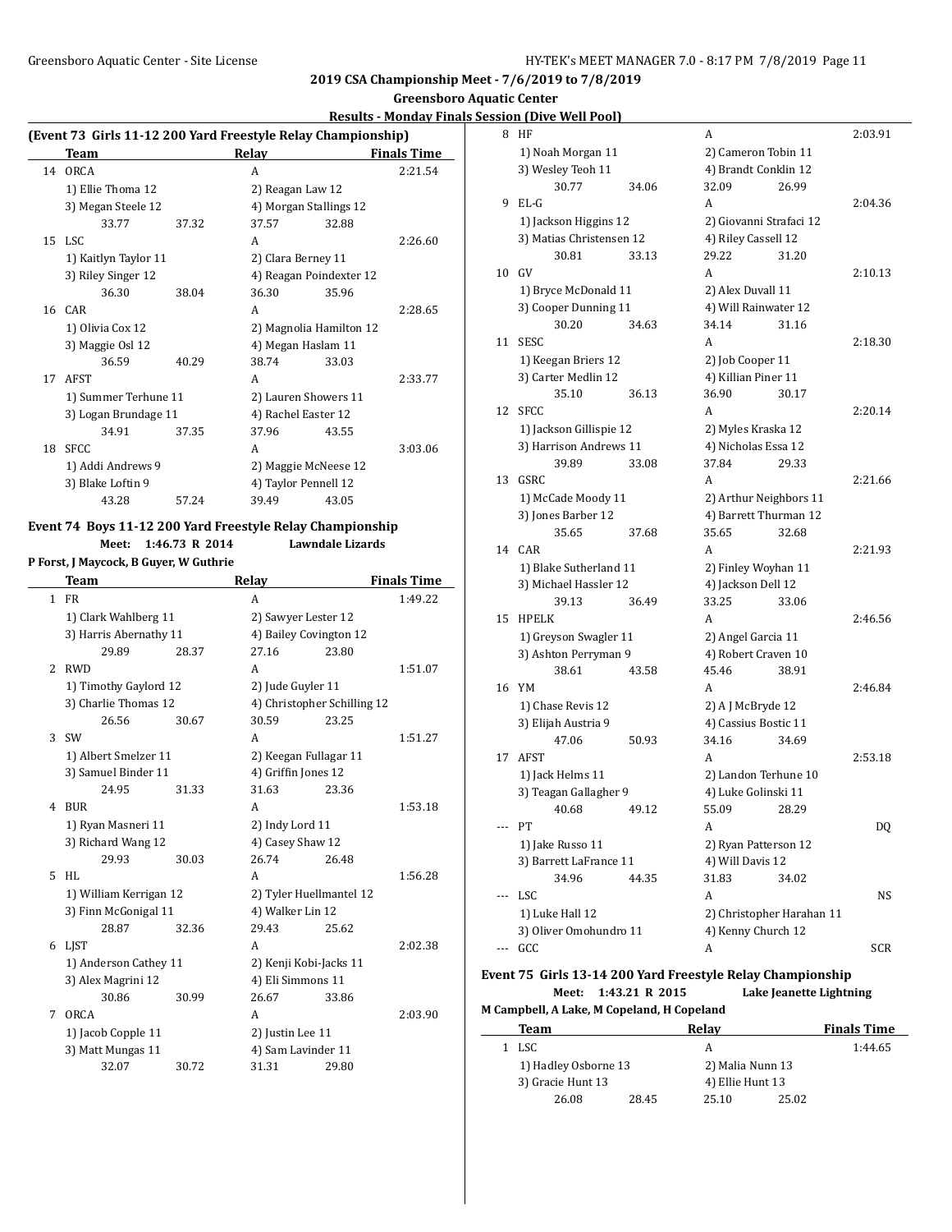2019 CSA Championship Meet - 7/6/2019 to 7/8/2019

Greensboro Aquatic Center

Results - Monday Finals Session (Dive Well Pool)

## (Event 73 Girls 11-12 200 Yard Freestyle Relay Championship)

| | Team | Relay | Finals Time |
|---|---|---|---|
| 14 | ORCA | A | 2:21.54 |
| | 1) Ellie Thoma 12 | 2) Reagan Law 12 | |
| | 3) Megan Steele 12 | 4) Morgan Stallings 12 | |
| | 33.77 37.32 | 37.57 32.88 | |
| 15 | LSC | A | 2:26.60 |
| | 1) Kaitlyn Taylor 11 | 2) Clara Berney 11 | |
| | 3) Riley Singer 12 | 4) Reagan Poindexter 12 | |
| | 36.30 38.04 | 36.30 35.96 | |
| 16 | CAR | A | 2:28.65 |
| | 1) Olivia Cox 12 | 2) Magnolia Hamilton 12 | |
| | 3) Maggie Osl 12 | 4) Megan Haslam 11 | |
| | 36.59 40.29 | 38.74 33.03 | |
| 17 | AFST | A | 2:33.77 |
| | 1) Summer Terhune 11 | 2) Lauren Showers 11 | |
| | 3) Logan Brundage 11 | 4) Rachel Easter 12 | |
| | 34.91 37.35 | 37.96 43.55 | |
| 18 | SFCC | A | 3:03.06 |
| | 1) Addi Andrews 9 | 2) Maggie McNeese 12 | |
| | 3) Blake Loftin 9 | 4) Taylor Pennell 12 | |
| | 43.28 57.24 | 39.49 43.05 | |

## Event 74 Boys 11-12 200 Yard Freestyle Relay Championship

Meet: 1:46.73 R 2014 Lawndale Lizards

P Forst, J Maycock, B Guyer, W Guthrie

| | Team | Relay | Finals Time |
|---|---|---|---|
| 1 | FR | A | 1:49.22 |
| | 1) Clark Wahlberg 11 | 2) Sawyer Lester 12 | |
| | 3) Harris Abernathy 11 | 4) Bailey Covington 12 | |
| | 29.89 28.37 | 27.16 23.80 | |
| 2 | RWD | A | 1:51.07 |
| | 1) Timothy Gaylord 12 | 2) Jude Guyler 11 | |
| | 3) Charlie Thomas 12 | 4) Christopher Schilling 12 | |
| | 26.56 30.67 | 30.59 23.25 | |
| 3 | SW | A | 1:51.27 |
| | 1) Albert Smelzer 11 | 2) Keegan Fullagar 11 | |
| | 3) Samuel Binder 11 | 4) Griffin Jones 12 | |
| | 24.95 31.33 | 31.63 23.36 | |
| 4 | BUR | A | 1:53.18 |
| | 1) Ryan Masneri 11 | 2) Indy Lord 11 | |
| | 3) Richard Wang 12 | 4) Casey Shaw 12 | |
| | 29.93 30.03 | 26.74 26.48 | |
| 5 | HL | A | 1:56.28 |
| | 1) William Kerrigan 12 | 2) Tyler Huellmantel 12 | |
| | 3) Finn McGonigal 11 | 4) Walker Lin 12 | |
| | 28.87 32.36 | 29.43 25.62 | |
| 6 | LJST | A | 2:02.38 |
| | 1) Anderson Cathey 11 | 2) Kenji Kobi-Jacks 11 | |
| | 3) Alex Magrini 12 | 4) Eli Simmons 11 | |
| | 30.86 30.99 | 26.67 33.86 | |
| 7 | ORCA | A | 2:03.90 |
| | 1) Jacob Copple 11 | 2) Justin Lee 11 | |
| | 3) Matt Mungas 11 | 4) Sam Lavinder 11 | |
| | 32.07 30.72 | 31.31 29.80 | |
| 8 | HF | A | 2:03.91 |
| | 1) Noah Morgan 11 | 2) Cameron Tobin 11 | |
| | 3) Wesley Teoh 11 | 4) Brandt Conklin 12 | |
| | 30.77 34.06 | 32.09 26.99 | |
| 9 | EL-G | A | 2:04.36 |
| | 1) Jackson Higgins 12 | 2) Giovanni Strafaci 12 | |
| | 3) Matias Christensen 12 | 4) Riley Cassell 12 | |
| | 30.81 33.13 | 29.22 31.20 | |
| 10 | GV | A | 2:10.13 |
| | 1) Bryce McDonald 11 | 2) Alex Duvall 11 | |
| | 3) Cooper Dunning 11 | 4) Will Rainwater 12 | |
| | 30.20 34.63 | 34.14 31.16 | |
| 11 | SESC | A | 2:18.30 |
| | 1) Keegan Briers 12 | 2) Job Cooper 11 | |
| | 3) Carter Medlin 12 | 4) Killian Piner 11 | |
| | 35.10 36.13 | 36.90 30.17 | |
| 12 | SFCC | A | 2:20.14 |
| | 1) Jackson Gillispie 12 | 2) Myles Kraska 12 | |
| | 3) Harrison Andrews 11 | 4) Nicholas Essa 12 | |
| | 39.89 33.08 | 37.84 29.33 | |
| 13 | GSRC | A | 2:21.66 |
| | 1) McCade Moody 11 | 2) Arthur Neighbors 11 | |
| | 3) Jones Barber 12 | 4) Barrett Thurman 12 | |
| | 35.65 37.68 | 35.65 32.68 | |
| 14 | CAR | A | 2:21.93 |
| | 1) Blake Sutherland 11 | 2) Finley Woyhan 11 | |
| | 3) Michael Hassler 12 | 4) Jackson Dell 12 | |
| | 39.13 36.49 | 33.25 33.06 | |
| 15 | HPELK | A | 2:46.56 |
| | 1) Greyson Swagler 11 | 2) Angel Garcia 11 | |
| | 3) Ashton Perryman 9 | 4) Robert Craven 10 | |
| | 38.61 43.58 | 45.46 38.91 | |
| 16 | YM | A | 2:46.84 |
| | 1) Chase Revis 12 | 2) A J McBryde 12 | |
| | 3) Elijah Austria 9 | 4) Cassius Bostic 11 | |
| | 47.06 50.93 | 34.16 34.69 | |
| 17 | AFST | A | 2:53.18 |
| | 1) Jack Helms 11 | 2) Landon Terhune 10 | |
| | 3) Teagan Gallagher 9 | 4) Luke Golinski 11 | |
| | 40.68 49.12 | 55.09 28.29 | |
| --- | PT | A | DQ |
| | 1) Jake Russo 11 | 2) Ryan Patterson 12 | |
| | 3) Barrett LaFrance 11 | 4) Will Davis 12 | |
| | 34.96 44.35 | 31.83 34.02 | |
| --- | LSC | A | NS |
| | 1) Luke Hall 12 | 2) Christopher Harahan 11 | |
| | 3) Oliver Omohundro 11 | 4) Kenny Church 12 | |
| --- | GCC | A | SCR |

## Event 75 Girls 13-14 200 Yard Freestyle Relay Championship

Meet: 1:43.21 R 2015 Lake Jeanette Lightning

M Campbell, A Lake, M Copeland, H Copeland

| | Team | Relay | Finals Time |
|---|---|---|---|
| 1 | LSC | A | 1:44.65 |
| | 1) Hadley Osborne 13 | 2) Malia Nunn 13 | |
| | 3) Gracie Hunt 13 | 4) Ellie Hunt 13 | |
| | 26.08 28.45 | 25.10 25.02 | |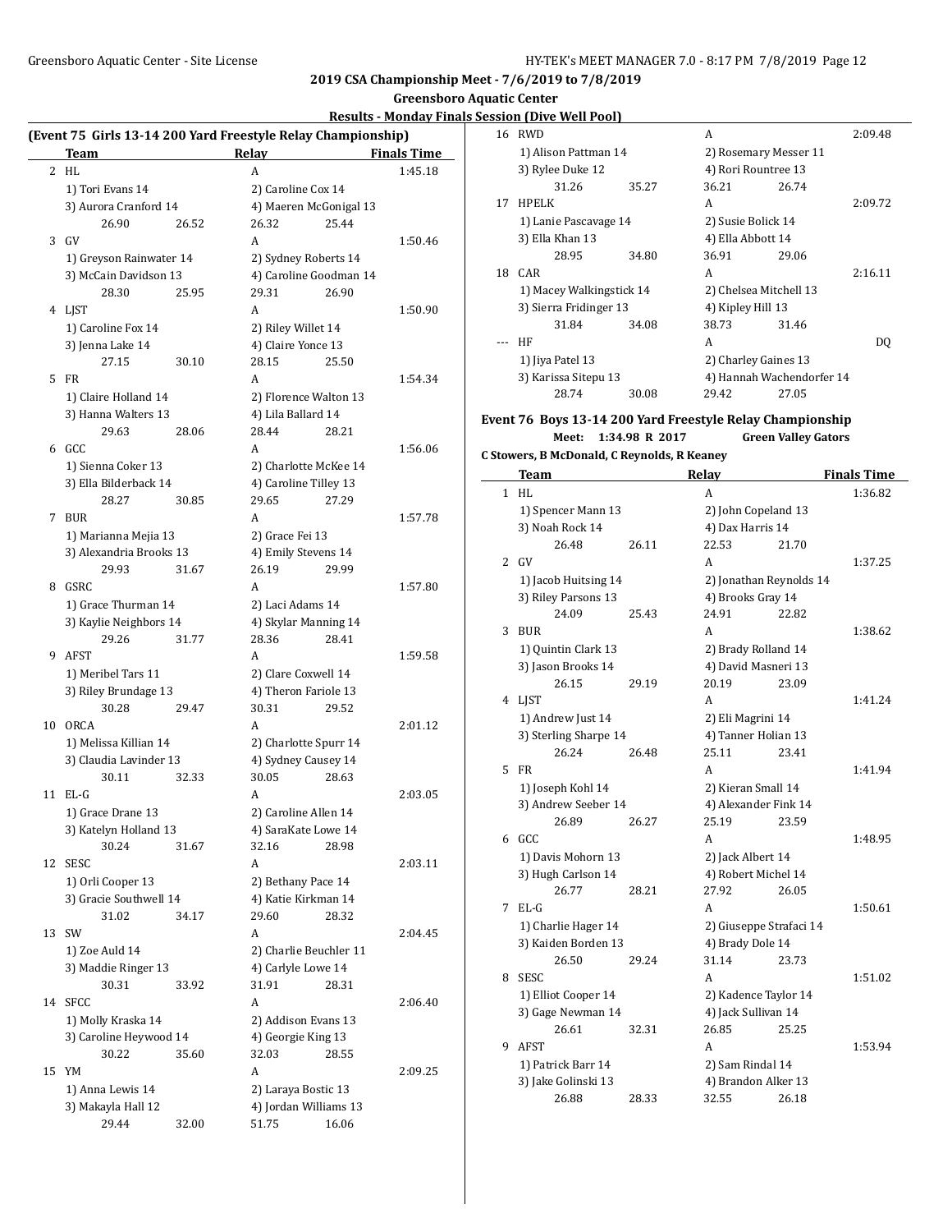**2019 CSA Championship Meet - 7/6/2019 to 7/8/2019**

**Greensboro Aquatic Center**

**Results - Monday Finals Session (Dive Well Pool)**

### (Event 75 Girls 13-14 200 Yard Freestyle Relay Championship)

| | Team | Relay | Finals Time |
|---|---|---|---|
| 2 | HL | A | 1:45.18 |
| | 1) Tori Evans 14 | 2) Caroline Cox 14 | |
| | 3) Aurora Cranford 14 | 4) Maeren McGonigal 13 | |
| | 26.90 26.52 | 26.32 25.44 | |
| 3 | GV | A | 1:50.46 |
| | 1) Greyson Rainwater 14 | 2) Sydney Roberts 14 | |
| | 3) McCain Davidson 13 | 4) Caroline Goodman 14 | |
| | 28.30 25.95 | 29.31 26.90 | |
| 4 | LJST | A | 1:50.90 |
| | 1) Caroline Fox 14 | 2) Riley Willet 14 | |
| | 3) Jenna Lake 14 | 4) Claire Yonce 13 | |
| | 27.15 30.10 | 28.15 25.50 | |
| 5 | FR | A | 1:54.34 |
| | 1) Claire Holland 14 | 2) Florence Walton 13 | |
| | 3) Hanna Walters 13 | 4) Lila Ballard 14 | |
| | 29.63 28.06 | 28.44 28.21 | |
| 6 | GCC | A | 1:56.06 |
| | 1) Sienna Coker 13 | 2) Charlotte McKee 14 | |
| | 3) Ella Bilderback 14 | 4) Caroline Tilley 13 | |
| | 28.27 30.85 | 29.65 27.29 | |
| 7 | BUR | A | 1:57.78 |
| | 1) Marianna Mejia 13 | 2) Grace Fei 13 | |
| | 3) Alexandria Brooks 13 | 4) Emily Stevens 14 | |
| | 29.93 31.67 | 26.19 29.99 | |
| 8 | GSRC | A | 1:57.80 |
| | 1) Grace Thurman 14 | 2) Laci Adams 14 | |
| | 3) Kaylie Neighbors 14 | 4) Skylar Manning 14 | |
| | 29.26 31.77 | 28.36 28.41 | |
| 9 | AFST | A | 1:59.58 |
| | 1) Meribel Tars 11 | 2) Clare Coxwell 14 | |
| | 3) Riley Brundage 13 | 4) Theron Fariole 13 | |
| | 30.28 29.47 | 30.31 29.52 | |
| 10 | ORCA | A | 2:01.12 |
| | 1) Melissa Killian 14 | 2) Charlotte Spurr 14 | |
| | 3) Claudia Lavinder 13 | 4) Sydney Causey 14 | |
| | 30.11 32.33 | 30.05 28.63 | |
| 11 | EL-G | A | 2:03.05 |
| | 1) Grace Drane 13 | 2) Caroline Allen 14 | |
| | 3) Katelyn Holland 13 | 4) SaraKate Lowe 14 | |
| | 30.24 31.67 | 32.16 28.98 | |
| 12 | SESC | A | 2:03.11 |
| | 1) Orli Cooper 13 | 2) Bethany Pace 14 | |
| | 3) Gracie Southwell 14 | 4) Katie Kirkman 14 | |
| | 31.02 34.17 | 29.60 28.32 | |
| 13 | SW | A | 2:04.45 |
| | 1) Zoe Auld 14 | 2) Charlie Beuchler 11 | |
| | 3) Maddie Ringer 13 | 4) Carlyle Lowe 14 | |
| | 30.31 33.92 | 31.91 28.31 | |
| 14 | SFCC | A | 2:06.40 |
| | 1) Molly Kraska 14 | 2) Addison Evans 13 | |
| | 3) Caroline Heywood 14 | 4) Georgie King 13 | |
| | 30.22 35.60 | 32.03 28.55 | |
| 15 | YM | A | 2:09.25 |
| | 1) Anna Lewis 14 | 2) Laraya Bostic 13 | |
| | 3) Makayla Hall 12 | 4) Jordan Williams 13 | |
| | 29.44 32.00 | 51.75 16.06 | |
| 16 | RWD | A | 2:09.48 |
| | 1) Alison Pattman 14 | 2) Rosemary Messer 11 | |
| | 3) Rylee Duke 12 | 4) Rori Rountree 13 | |
| | 31.26 35.27 | 36.21 26.74 | |
| 17 | HPELK | A | 2:09.72 |
| | 1) Lanie Pascavage 14 | 2) Susie Bolick 14 | |
| | 3) Ella Khan 13 | 4) Ella Abbott 14 | |
| | 28.95 34.80 | 36.91 29.06 | |
| 18 | CAR | A | 2:16.11 |
| | 1) Macey Walkingstick 14 | 2) Chelsea Mitchell 13 | |
| | 3) Sierra Fridinger 13 | 4) Kipley Hill 13 | |
| | 31.84 34.08 | 38.73 31.46 | |
| --- | HF | A | DQ |
| | 1) Jiya Patel 13 | 2) Charley Gaines 13 | |
| | 3) Karissa Sitepu 13 | 4) Hannah Wachendorfer 14 | |
| | 28.74 30.08 | 29.42 27.05 | |

### Event 76 Boys 13-14 200 Yard Freestyle Relay Championship

**Meet: 1:34.98 R 2017 Green Valley Gators**

**C Stowers, B McDonald, C Reynolds, R Keaney**

| | Team | Relay | Finals Time |
|---|---|---|---|
| 1 | HL | A | 1:36.82 |
| | 1) Spencer Mann 13 | 2) John Copeland 13 | |
| | 3) Noah Rock 14 | 4) Dax Harris 14 | |
| | 26.48 26.11 | 22.53 21.70 | |
| 2 | GV | A | 1:37.25 |
| | 1) Jacob Huitsing 14 | 2) Jonathan Reynolds 14 | |
| | 3) Riley Parsons 13 | 4) Brooks Gray 14 | |
| | 24.09 25.43 | 24.91 22.82 | |
| 3 | BUR | A | 1:38.62 |
| | 1) Quintin Clark 13 | 2) Brady Rolland 14 | |
| | 3) Jason Brooks 14 | 4) David Masneri 13 | |
| | 26.15 29.19 | 20.19 23.09 | |
| 4 | LJST | A | 1:41.24 |
| | 1) Andrew Just 14 | 2) Eli Magrini 14 | |
| | 3) Sterling Sharpe 14 | 4) Tanner Holian 13 | |
| | 26.24 26.48 | 25.11 23.41 | |
| 5 | FR | A | 1:41.94 |
| | 1) Joseph Kohl 14 | 2) Kieran Small 14 | |
| | 3) Andrew Seeber 14 | 4) Alexander Fink 14 | |
| | 26.89 26.27 | 25.19 23.59 | |
| 6 | GCC | A | 1:48.95 |
| | 1) Davis Mohorn 13 | 2) Jack Albert 14 | |
| | 3) Hugh Carlson 14 | 4) Robert Michel 14 | |
| | 26.77 28.21 | 27.92 26.05 | |
| 7 | EL-G | A | 1:50.61 |
| | 1) Charlie Hager 14 | 2) Giuseppe Strafaci 14 | |
| | 3) Kaiden Borden 13 | 4) Brady Dole 14 | |
| | 26.50 29.24 | 31.14 23.73 | |
| 8 | SESC | A | 1:51.02 |
| | 1) Elliot Cooper 14 | 2) Kadence Taylor 14 | |
| | 3) Gage Newman 14 | 4) Jack Sullivan 14 | |
| | 26.61 32.31 | 26.85 25.25 | |
| 9 | AFST | A | 1:53.94 |
| | 1) Patrick Barr 14 | 2) Sam Rindal 14 | |
| | 3) Jake Golinski 13 | 4) Brandon Alker 13 | |
| | 26.88 28.33 | 32.55 26.18 | |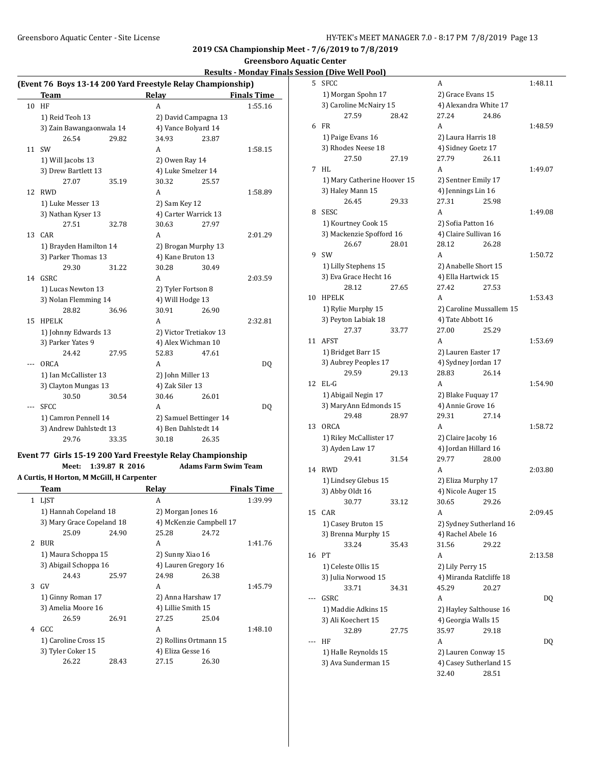## 2019 CSA Championship Meet - 7/6/2019 to 7/8/2019

### Greensboro Aquatic Center

### Results - Monday Finals Session (Dive Well Pool)

#### (Event 76 Boys 13-14 200 Yard Freestyle Relay Championship)

| | Team | Relay | Finals Time |
|---|---|---|---|
| 10 | HF | A | 1:55.16 |
| | 1) Reid Teoh 13 | 2) David Campagna 13 | |
| | 3) Zain Bawangaonwala 14 | 4) Vance Bolyard 14 | |
| | 26.54 29.82 | 34.93 23.87 | |
| 11 | SW | A | 1:58.15 |
| | 1) Will Jacobs 13 | 2) Owen Ray 14 | |
| | 3) Drew Bartlett 13 | 4) Luke Smelzer 14 | |
| | 27.07 35.19 | 30.32 25.57 | |
| 12 | RWD | A | 1:58.89 |
| | 1) Luke Messer 13 | 2) Sam Key 12 | |
| | 3) Nathan Kyser 13 | 4) Carter Warrick 13 | |
| | 27.51 32.78 | 30.63 27.97 | |
| 13 | CAR | A | 2:01.29 |
| | 1) Brayden Hamilton 14 | 2) Brogan Murphy 13 | |
| | 3) Parker Thomas 13 | 4) Kane Bruton 13 | |
| | 29.30 31.22 | 30.28 30.49 | |
| 14 | GSRC | A | 2:03.59 |
| | 1) Lucas Newton 13 | 2) Tyler Fortson 8 | |
| | 3) Nolan Flemming 14 | 4) Will Hodge 13 | |
| | 28.82 36.96 | 30.91 26.90 | |
| 15 | HPELK | A | 2:32.81 |
| | 1) Johnny Edwards 13 | 2) Victor Tretiakov 13 | |
| | 3) Parker Yates 9 | 4) Alex Wichman 10 | |
| | 24.42 27.95 | 52.83 47.61 | |
| --- | ORCA | A | DQ |
| | 1) Ian McCallister 13 | 2) John Miller 13 | |
| | 3) Clayton Mungas 13 | 4) Zak Siler 13 | |
| | 30.50 30.54 | 30.46 26.01 | |
| --- | SFCC | A | DQ |
| | 1) Camron Pennell 14 | 2) Samuel Bettinger 14 | |
| | 3) Andrew Dahlstedt 13 | 4) Ben Dahlstedt 14 | |
| | 29.76 33.35 | 30.18 26.35 | |

#### Event 77 Girls 15-19 200 Yard Freestyle Relay Championship

Meet: 1:39.87 R 2016 Adams Farm Swim Team

A Curtis, H Horton, M McGill, H Carpenter

| | Team | Relay | Finals Time |
|---|---|---|---|
| 1 | LJST | A | 1:39.99 |
| | 1) Hannah Copeland 18 | 2) Morgan Jones 16 | |
| | 3) Mary Grace Copeland 18 | 4) McKenzie Campbell 17 | |
| | 25.09 24.90 | 25.28 24.72 | |
| 2 | BUR | A | 1:41.76 |
| | 1) Maura Schoppa 15 | 2) Sunny Xiao 16 | |
| | 3) Abigail Schoppa 16 | 4) Lauren Gregory 16 | |
| | 24.43 25.97 | 24.98 26.38 | |
| 3 | GV | A | 1:45.79 |
| | 1) Ginny Roman 17 | 2) Anna Harshaw 17 | |
| | 3) Amelia Moore 16 | 4) Lillie Smith 15 | |
| | 26.59 26.91 | 27.25 25.04 | |
| 4 | GCC | A | 1:48.10 |
| | 1) Caroline Cross 15 | 2) Rollins Ortmann 15 | |
| | 3) Tyler Coker 15 | 4) Eliza Gesse 16 | |
| | 26.22 28.43 | 27.15 26.30 | |
| 5 | SFCC | A | 1:48.11 |
| | 1) Morgan Spohn 17 | 2) Grace Evans 15 | |
| | 3) Caroline McNairy 15 | 4) Alexandra White 17 | |
| | 27.59 28.42 | 27.24 24.86 | |
| 6 | FR | A | 1:48.59 |
| | 1) Paige Evans 16 | 2) Laura Harris 18 | |
| | 3) Rhodes Neese 18 | 4) Sidney Goetz 17 | |
| | 27.50 27.19 | 27.79 26.11 | |
| 7 | HL | A | 1:49.07 |
| | 1) Mary Catherine Hoover 15 | 2) Sentner Emily 17 | |
| | 3) Haley Mann 15 | 4) Jennings Lin 16 | |
| | 26.45 29.33 | 27.31 25.98 | |
| 8 | SESC | A | 1:49.08 |
| | 1) Kourtney Cook 15 | 2) Sofia Patton 16 | |
| | 3) Mackenzie Spofford 16 | 4) Claire Sullivan 16 | |
| | 26.67 28.01 | 28.12 26.28 | |
| 9 | SW | A | 1:50.72 |
| | 1) Lilly Stephens 15 | 2) Anabelle Short 15 | |
| | 3) Eva Grace Hecht 16 | 4) Ella Hartwick 15 | |
| | 28.12 27.65 | 27.42 27.53 | |
| 10 | HPELK | A | 1:53.43 |
| | 1) Rylie Murphy 15 | 2) Caroline Mussallem 15 | |
| | 3) Peyton Labiak 18 | 4) Tate Abbott 16 | |
| | 27.37 33.77 | 27.00 25.29 | |
| 11 | AFST | A | 1:53.69 |
| | 1) Bridget Barr 15 | 2) Lauren Easter 17 | |
| | 3) Aubrey Peoples 17 | 4) Sydney Jordan 17 | |
| | 29.59 29.13 | 28.83 26.14 | |
| 12 | EL-G | A | 1:54.90 |
| | 1) Abigail Negin 17 | 2) Blake Fuquay 17 | |
| | 3) MaryAnn Edmonds 15 | 4) Annie Grove 16 | |
| | 29.48 28.97 | 29.31 27.14 | |
| 13 | ORCA | A | 1:58.72 |
| | 1) Riley McCallister 17 | 2) Claire Jacoby 16 | |
| | 3) Ayden Law 17 | 4) Jordan Hillard 16 | |
| | 29.41 31.54 | 29.77 28.00 | |
| 14 | RWD | A | 2:03.80 |
| | 1) Lindsey Glebus 15 | 2) Eliza Murphy 17 | |
| | 3) Abby Oldt 16 | 4) Nicole Auger 15 | |
| | 30.77 33.12 | 30.65 29.26 | |
| 15 | CAR | A | 2:09.45 |
| | 1) Casey Bruton 15 | 2) Sydney Sutherland 16 | |
| | 3) Brenna Murphy 15 | 4) Rachel Abele 16 | |
| | 33.24 35.43 | 31.56 29.22 | |
| 16 | PT | A | 2:13.58 |
| | 1) Celeste Ollis 15 | 2) Lily Perry 15 | |
| | 3) Julia Norwood 15 | 4) Miranda Ratcliffe 18 | |
| | 33.71 34.31 | 45.29 20.27 | |
| --- | GSRC | A | DQ |
| | 1) Maddie Adkins 15 | 2) Hayley Salthouse 16 | |
| | 3) Ali Koechert 15 | 4) Georgia Walls 15 | |
| | 32.89 27.75 | 35.97 29.18 | |
| --- | HF | A | DQ |
| | 1) Halle Reynolds 15 | 2) Lauren Conway 15 | |
| | 3) Ava Sunderman 15 | 4) Casey Sutherland 15 | |
| | | 32.40 28.51 | |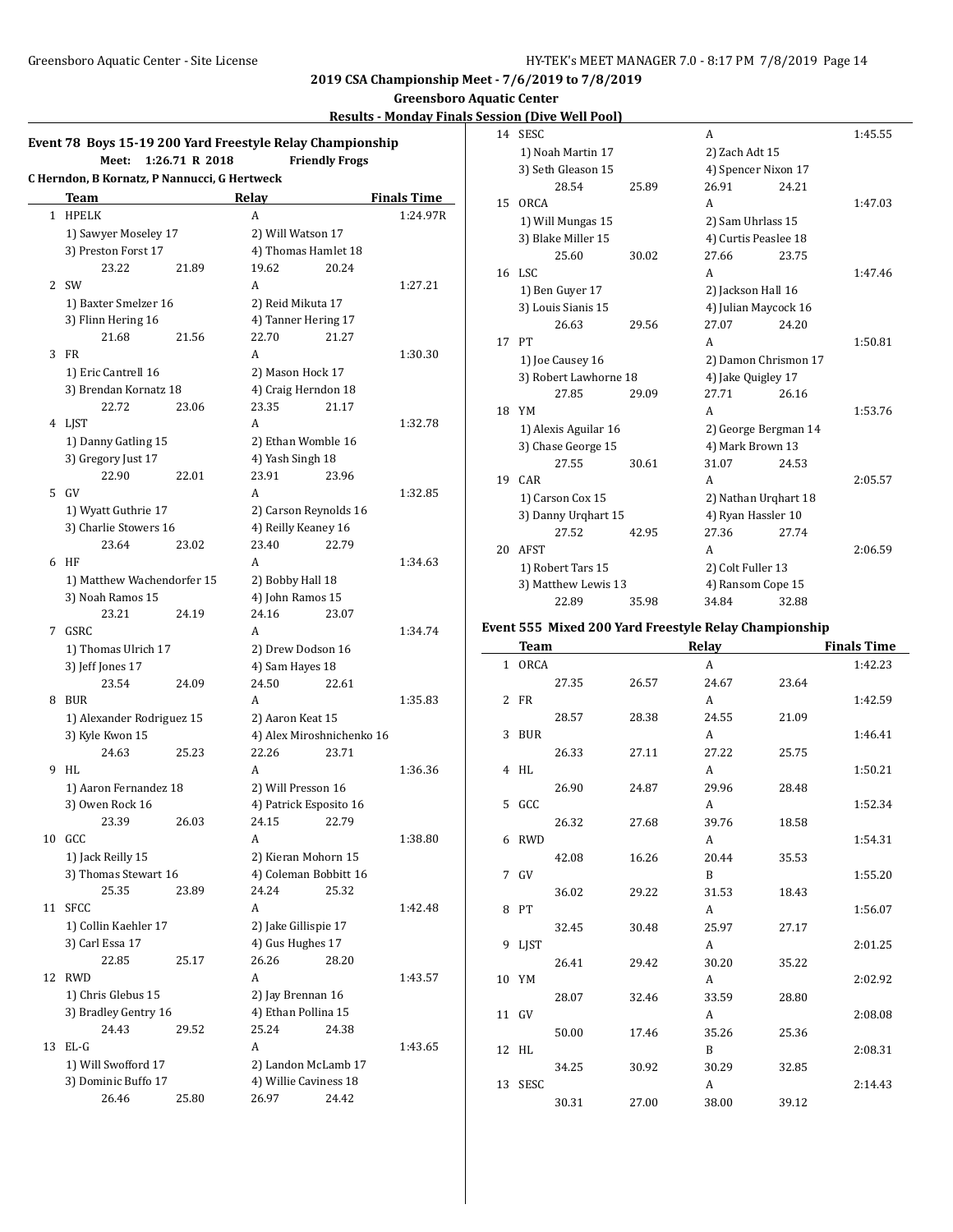## 2019 CSA Championship Meet - 7/6/2019 to 7/8/2019

### Greensboro Aquatic Center

### Results - Monday Finals Session (Dive Well Pool)

### Event 78 Boys 15-19 200 Yard Freestyle Relay Championship

Meet: 1:26.71 R 2018 — Friendly Frogs
C Herndon, B Kornatz, P Nannucci, G Hertweck

| | Team | Relay | Finals Time |
|---|---|---|---|
| 1 | HPELK | A | 1:24.97R |
| | 1) Sawyer Moseley 17 | 2) Will Watson 17 | |
| | 3) Preston Forst 17 | 4) Thomas Hamlet 18 | |
| | 23.22 21.89 | 19.62 20.24 | |
| 2 | SW | A | 1:27.21 |
| | 1) Baxter Smelzer 16 | 2) Reid Mikuta 17 | |
| | 3) Flinn Hering 16 | 4) Tanner Hering 17 | |
| | 21.68 21.56 | 22.70 21.27 | |
| 3 | FR | A | 1:30.30 |
| | 1) Eric Cantrell 16 | 2) Mason Hock 17 | |
| | 3) Brendan Kornatz 18 | 4) Craig Herndon 18 | |
| | 22.72 23.06 | 23.35 21.17 | |
| 4 | LJST | A | 1:32.78 |
| | 1) Danny Gatling 15 | 2) Ethan Womble 16 | |
| | 3) Gregory Just 17 | 4) Yash Singh 18 | |
| | 22.90 22.01 | 23.91 23.96 | |
| 5 | GV | A | 1:32.85 |
| | 1) Wyatt Guthrie 17 | 2) Carson Reynolds 16 | |
| | 3) Charlie Stowers 16 | 4) Reilly Keaney 16 | |
| | 23.64 23.02 | 23.40 22.79 | |
| 6 | HF | A | 1:34.63 |
| | 1) Matthew Wachendorfer 15 | 2) Bobby Hall 18 | |
| | 3) Noah Ramos 15 | 4) John Ramos 15 | |
| | 23.21 24.19 | 24.16 23.07 | |
| 7 | GSRC | A | 1:34.74 |
| | 1) Thomas Ulrich 17 | 2) Drew Dodson 16 | |
| | 3) Jeff Jones 17 | 4) Sam Hayes 18 | |
| | 23.54 24.09 | 24.50 22.61 | |
| 8 | BUR | A | 1:35.83 |
| | 1) Alexander Rodriguez 15 | 2) Aaron Keat 15 | |
| | 3) Kyle Kwon 15 | 4) Alex Miroshnichenko 16 | |
| | 24.63 25.23 | 22.26 23.71 | |
| 9 | HL | A | 1:36.36 |
| | 1) Aaron Fernandez 18 | 2) Will Presson 16 | |
| | 3) Owen Rock 16 | 4) Patrick Esposito 16 | |
| | 23.39 26.03 | 24.15 22.79 | |
| 10 | GCC | A | 1:38.80 |
| | 1) Jack Reilly 15 | 2) Kieran Mohorn 15 | |
| | 3) Thomas Stewart 16 | 4) Coleman Bobbitt 16 | |
| | 25.35 23.89 | 24.24 25.32 | |
| 11 | SFCC | A | 1:42.48 |
| | 1) Collin Kaehler 17 | 2) Jake Gillispie 17 | |
| | 3) Carl Essa 17 | 4) Gus Hughes 17 | |
| | 22.85 25.17 | 26.26 28.20 | |
| 12 | RWD | A | 1:43.57 |
| | 1) Chris Glebus 15 | 2) Jay Brennan 16 | |
| | 3) Bradley Gentry 16 | 4) Ethan Pollina 15 | |
| | 24.43 29.52 | 25.24 24.38 | |
| 13 | EL-G | A | 1:43.65 |
| | 1) Will Swofford 17 | 2) Landon McLamb 17 | |
| | 3) Dominic Buffo 17 | 4) Willie Caviness 18 | |
| | 26.46 25.80 | 26.97 24.42 | |
| 14 | SESC | A | 1:45.55 |
| | 1) Noah Martin 17 | 2) Zach Adt 15 | |
| | 3) Seth Gleason 15 | 4) Spencer Nixon 17 | |
| | 28.54 25.89 | 26.91 24.21 | |
| 15 | ORCA | A | 1:47.03 |
| | 1) Will Mungas 15 | 2) Sam Uhrlass 15 | |
| | 3) Blake Miller 15 | 4) Curtis Peaslee 18 | |
| | 25.60 30.02 | 27.66 23.75 | |
| 16 | LSC | A | 1:47.46 |
| | 1) Ben Guyer 17 | 2) Jackson Hall 16 | |
| | 3) Louis Sianis 15 | 4) Julian Maycock 16 | |
| | 26.63 29.56 | 27.07 24.20 | |
| 17 | PT | A | 1:50.81 |
| | 1) Joe Causey 16 | 2) Damon Chrismon 17 | |
| | 3) Robert Lawhorne 18 | 4) Jake Quigley 17 | |
| | 27.85 29.09 | 27.71 26.16 | |
| 18 | YM | A | 1:53.76 |
| | 1) Alexis Aguilar 16 | 2) George Bergman 14 | |
| | 3) Chase George 15 | 4) Mark Brown 13 | |
| | 27.55 30.61 | 31.07 24.53 | |
| 19 | CAR | A | 2:05.57 |
| | 1) Carson Cox 15 | 2) Nathan Urqhart 18 | |
| | 3) Danny Urqhart 15 | 4) Ryan Hassler 10 | |
| | 27.52 42.95 | 27.36 27.74 | |
| 20 | AFST | A | 2:06.59 |
| | 1) Robert Tars 15 | 2) Colt Fuller 13 | |
| | 3) Matthew Lewis 13 | 4) Ransom Cope 15 | |
| | 22.89 35.98 | 34.84 32.88 | |

### Event 555 Mixed 200 Yard Freestyle Relay Championship

| | Team | Relay | Finals Time |
|---|---|---|---|
| 1 | ORCA | A | 1:42.23 |
| | 27.35 26.57 | 24.67 23.64 | |
| 2 | FR | A | 1:42.59 |
| | 28.57 28.38 | 24.55 21.09 | |
| 3 | BUR | A | 1:46.41 |
| | 26.33 27.11 | 27.22 25.75 | |
| 4 | HL | A | 1:50.21 |
| | 26.90 24.87 | 29.96 28.48 | |
| 5 | GCC | A | 1:52.34 |
| | 26.32 27.68 | 39.76 18.58 | |
| 6 | RWD | A | 1:54.31 |
| | 42.08 16.26 | 20.44 35.53 | |
| 7 | GV | B | 1:55.20 |
| | 36.02 29.22 | 31.53 18.43 | |
| 8 | PT | A | 1:56.07 |
| | 32.45 30.48 | 25.97 27.17 | |
| 9 | LJST | A | 2:01.25 |
| | 26.41 29.42 | 30.20 35.22 | |
| 10 | YM | A | 2:02.92 |
| | 28.07 32.46 | 33.59 28.80 | |
| 11 | GV | A | 2:08.08 |
| | 50.00 17.46 | 35.26 25.36 | |
| 12 | HL | B | 2:08.31 |
| | 34.25 30.92 | 30.29 32.85 | |
| 13 | SESC | A | 2:14.43 |
| | 30.31 27.00 | 38.00 39.12 | |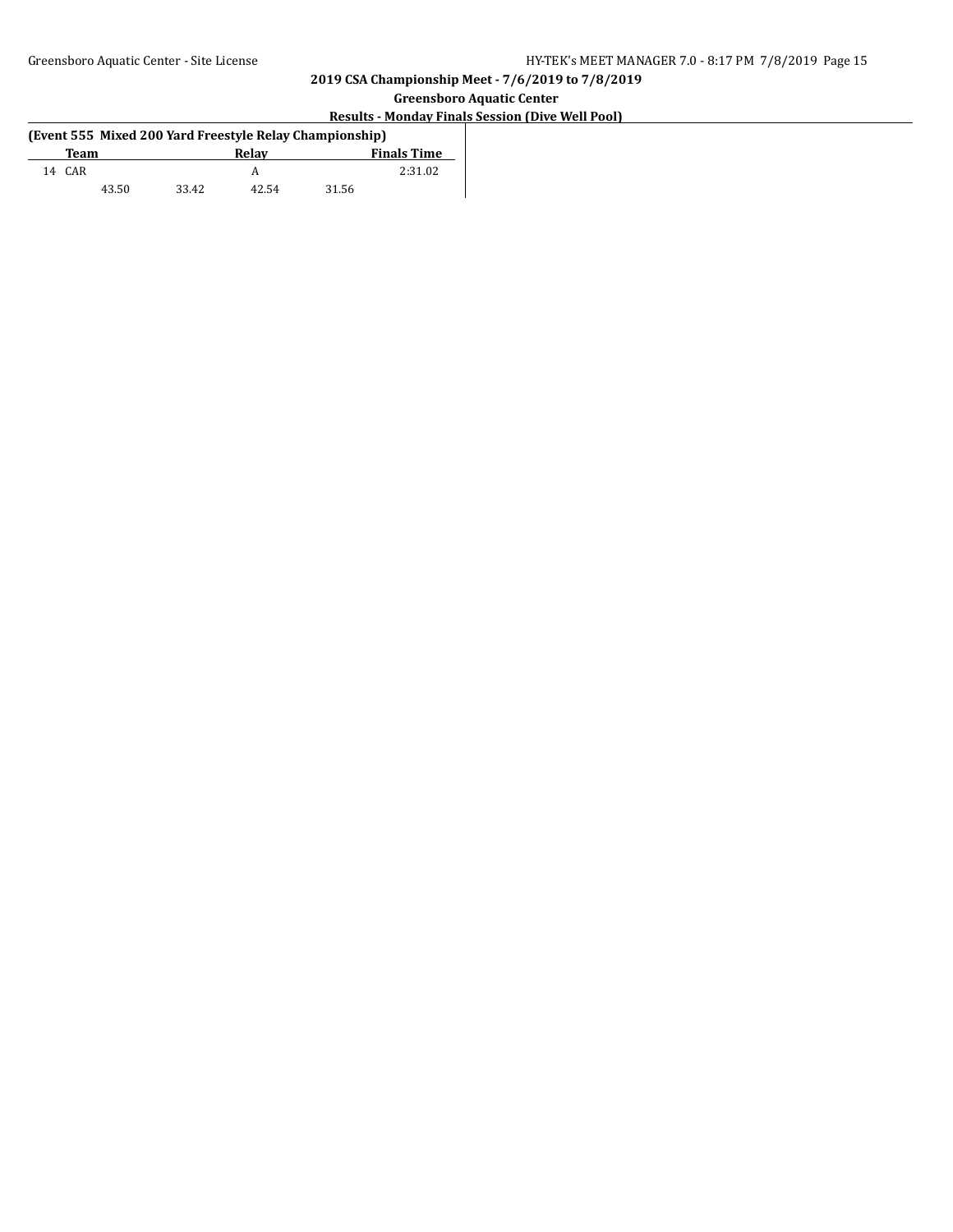**2019 CSA Championship Meet - 7/6/2019 to 7/8/2019**

**Greensboro Aquatic Center**

**Results - Monday Finals Session (Dive Well Pool)**

**(Event 555 Mixed 200 Yard Freestyle Relay Championship)**

| | Team | Relay | Finals Time |
|---|---|---|---|
| 14 | CAR | A | 2:31.02 |

43.50 33.42 42.54 31.56